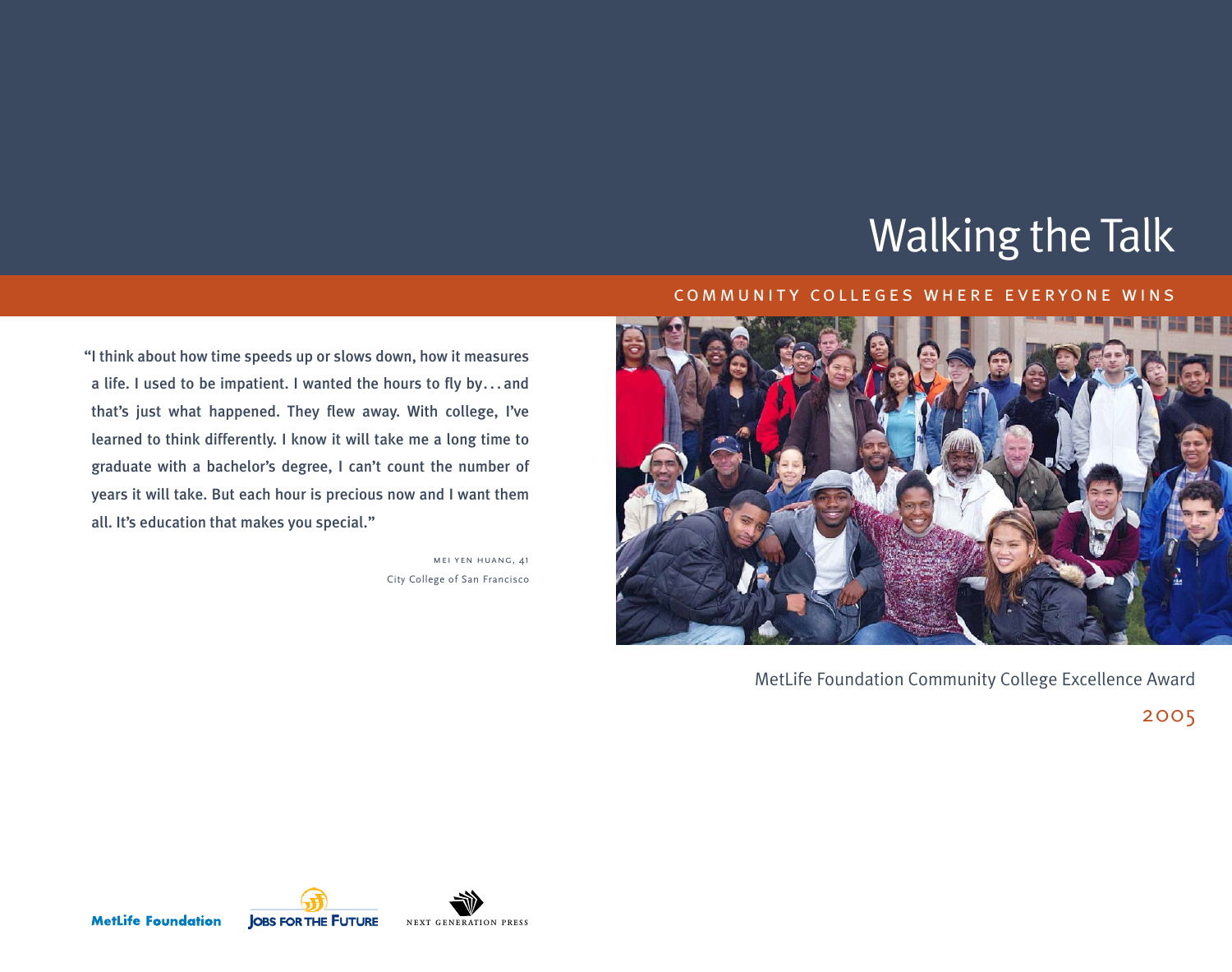# Walking the Talk

## COMMUNITY COLLEGES WHERE EVERYONE WINS

"I think about how time speeds up or slows down, how it measures a life. I used to be impatient. I wanted the hours to fly by... and that's just what happened. They flew away. With college, I've learned to think differently. I know it will take me a long time to graduate with a bachelor's degree, I can't count the number of years it will take. But each hour is precious now and I want them all. It's education that makes you special."

MEI YEN HUANG, 41
City College of San Francisco

MetLife Foundation Community College Excellence Award

2005

MetLife Foundation | Jobs for the Future | Next Generation Press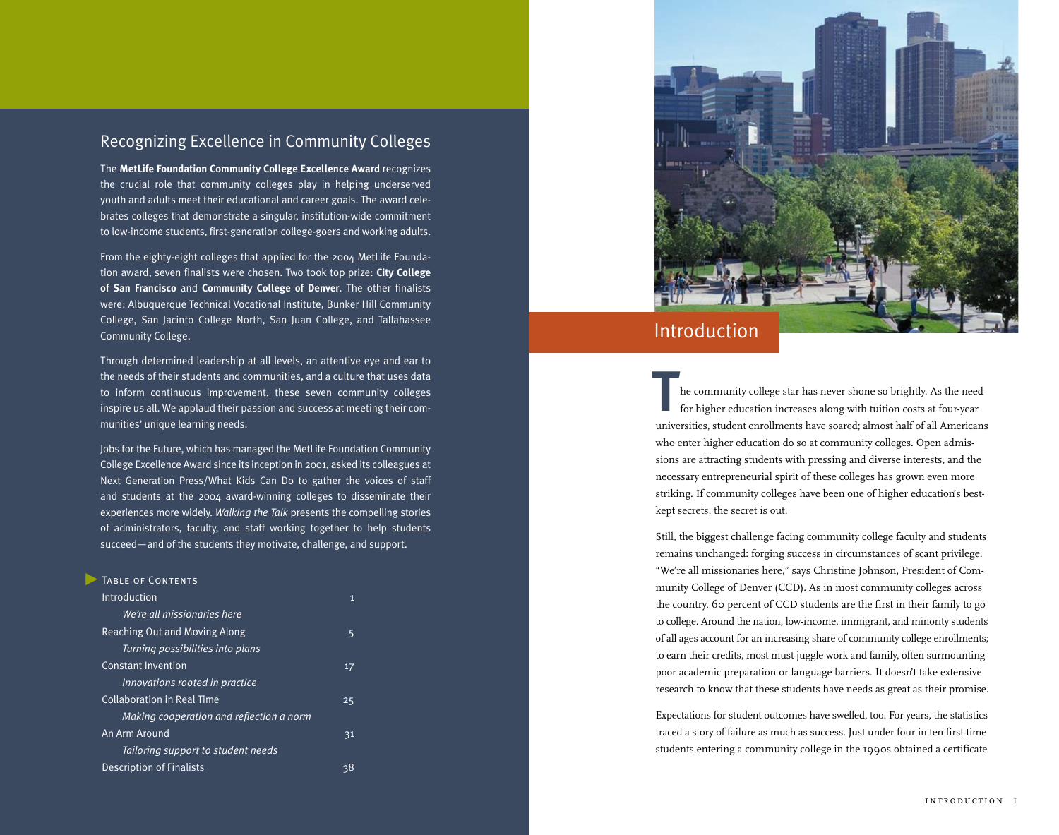## Recognizing Excellence in Community Colleges

The **MetLife Foundation Community College Excellence Award** recognizes the crucial role that community colleges play in helping underserved youth and adults meet their educational and career goals. The award celebrates colleges that demonstrate a singular, institution-wide commitment to low-income students, first-generation college-goers and working adults.

From the eighty-eight colleges that applied for the 2004 MetLife Foundation award, seven finalists were chosen. Two took top prize: **City College of San Francisco** and **Community College of Denver**. The other finalists were: Albuquerque Technical Vocational Institute, Bunker Hill Community College, San Jacinto College North, San Juan College, and Tallahassee Community College.

Through determined leadership at all levels, an attentive eye and ear to the needs of their students and communities, and a culture that uses data to inform continuous improvement, these seven community colleges inspire us all. We applaud their passion and success at meeting their communities' unique learning needs.

Jobs for the Future, which has managed the MetLife Foundation Community College Excellence Award since its inception in 2001, asked its colleagues at Next Generation Press/What Kids Can Do to gather the voices of staff and students at the 2004 award-winning colleges to disseminate their experiences more widely. *Walking the Talk* presents the compelling stories of administrators, faculty, and staff working together to help students succeed—and of the students they motivate, challenge, and support.

### Table of Contents

| | |
|---|---|
| Introduction<br>*We're all missionaries here* | 1 |
| Reaching Out and Moving Along<br>*Turning possibilities into plans* | 5 |
| Constant Invention<br>*Innovations rooted in practice* | 17 |
| Collaboration in Real Time<br>*Making cooperation and reflection a norm* | 25 |
| An Arm Around<br>*Tailoring support to student needs* | 31 |
| Description of Finalists | 38 |

# Introduction

The community college star has never shone so brightly. As the need for higher education increases along with tuition costs at four-year universities, student enrollments have soared; almost half of all Americans who enter higher education do so at community colleges. Open admissions are attracting students with pressing and diverse interests, and the necessary entrepreneurial spirit of these colleges has grown even more striking. If community colleges have been one of higher education's best-kept secrets, the secret is out.

Still, the biggest challenge facing community college faculty and students remains unchanged: forging success in circumstances of scant privilege. "We're all missionaries here," says Christine Johnson, President of Community College of Denver (CCD). As in most community colleges across the country, 60 percent of CCD students are the first in their family to go to college. Around the nation, low-income, immigrant, and minority students of all ages account for an increasing share of community college enrollments; to earn their credits, most must juggle work and family, often surmounting poor academic preparation or language barriers. It doesn't take extensive research to know that these students have needs as great as their promise.

Expectations for student outcomes have swelled, too. For years, the statistics traced a story of failure as much as success. Just under four in ten first-time students entering a community college in the 1990s obtained a certificate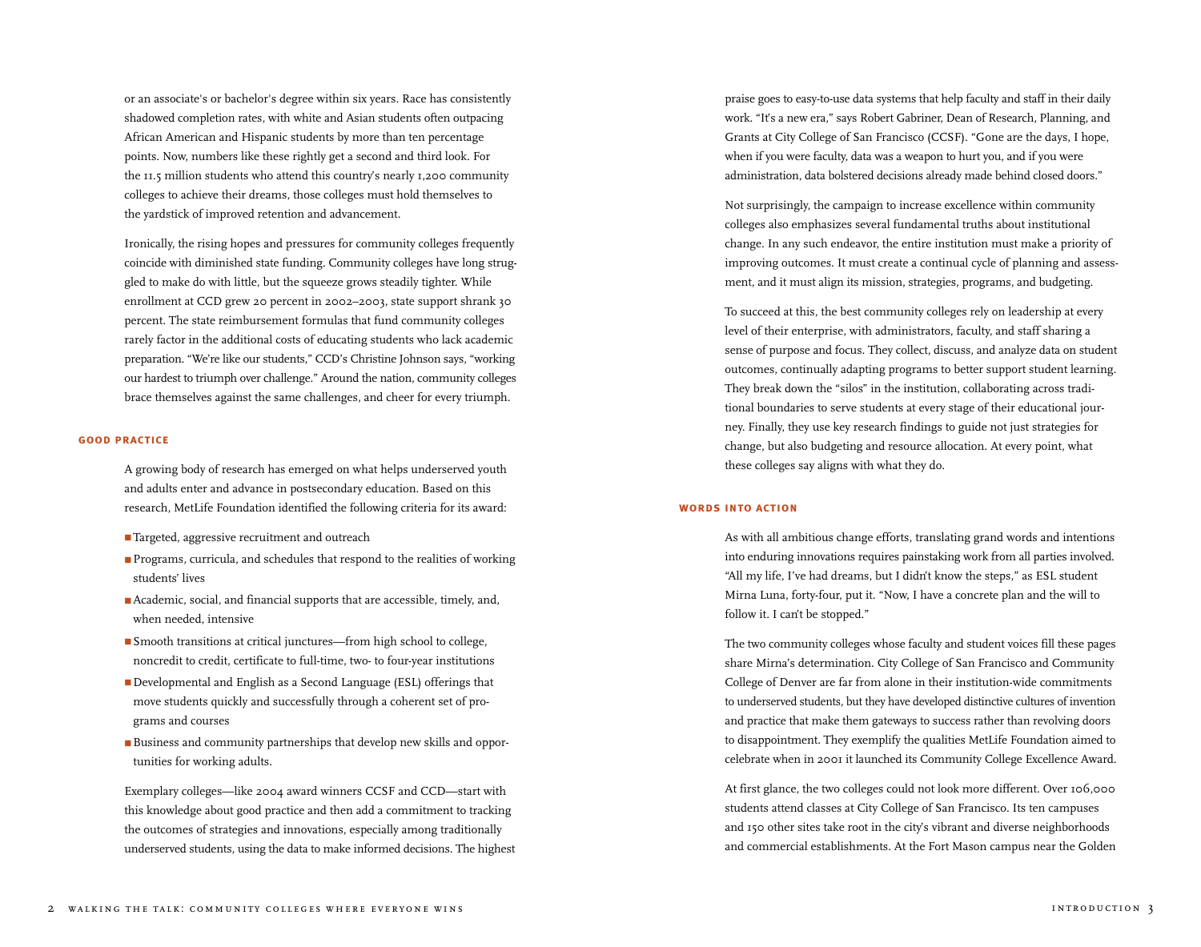or an associate's or bachelor's degree within six years. Race has consistently shadowed completion rates, with white and Asian students often outpacing African American and Hispanic students by more than ten percentage points. Now, numbers like these rightly get a second and third look. For the 11.5 million students who attend this country's nearly 1,200 community colleges to achieve their dreams, those colleges must hold themselves to the yardstick of improved retention and advancement.

Ironically, the rising hopes and pressures for community colleges frequently coincide with diminished state funding. Community colleges have long struggled to make do with little, but the squeeze grows steadily tighter. While enrollment at CCD grew 20 percent in 2002–2003, state support shrank 30 percent. The state reimbursement formulas that fund community colleges rarely factor in the additional costs of educating students who lack academic preparation. "We're like our students," CCD's Christine Johnson says, "working our hardest to triumph over challenge." Around the nation, community colleges brace themselves against the same challenges, and cheer for every triumph.

## GOOD PRACTICE

A growing body of research has emerged on what helps underserved youth and adults enter and advance in postsecondary education. Based on this research, MetLife Foundation identified the following criteria for its award:

- Targeted, aggressive recruitment and outreach
- Programs, curricula, and schedules that respond to the realities of working students' lives
- Academic, social, and financial supports that are accessible, timely, and, when needed, intensive
- Smooth transitions at critical junctures—from high school to college, noncredit to credit, certificate to full-time, two- to four-year institutions
- Developmental and English as a Second Language (ESL) offerings that move students quickly and successfully through a coherent set of programs and courses
- Business and community partnerships that develop new skills and opportunities for working adults.

Exemplary colleges—like 2004 award winners CCSF and CCD—start with this knowledge about good practice and then add a commitment to tracking the outcomes of strategies and innovations, especially among traditionally underserved students, using the data to make informed decisions. The highest praise goes to easy-to-use data systems that help faculty and staff in their daily work. "It's a new era," says Robert Gabriner, Dean of Research, Planning, and Grants at City College of San Francisco (CCSF). "Gone are the days, I hope, when if you were faculty, data was a weapon to hurt you, and if you were administration, data bolstered decisions already made behind closed doors."

Not surprisingly, the campaign to increase excellence within community colleges also emphasizes several fundamental truths about institutional change. In any such endeavor, the entire institution must make a priority of improving outcomes. It must create a continual cycle of planning and assessment, and it must align its mission, strategies, programs, and budgeting.

To succeed at this, the best community colleges rely on leadership at every level of their enterprise, with administrators, faculty, and staff sharing a sense of purpose and focus. They collect, discuss, and analyze data on student outcomes, continually adapting programs to better support student learning. They break down the "silos" in the institution, collaborating across traditional boundaries to serve students at every stage of their educational journey. Finally, they use key research findings to guide not just strategies for change, but also budgeting and resource allocation. At every point, what these colleges say aligns with what they do.

## WORDS INTO ACTION

As with all ambitious change efforts, translating grand words and intentions into enduring innovations requires painstaking work from all parties involved. "All my life, I've had dreams, but I didn't know the steps," as ESL student Mirna Luna, forty-four, put it. "Now, I have a concrete plan and the will to follow it. I can't be stopped."

The two community colleges whose faculty and student voices fill these pages share Mirna's determination. City College of San Francisco and Community College of Denver are far from alone in their institution-wide commitments to underserved students, but they have developed distinctive cultures of invention and practice that make them gateways to success rather than revolving doors to disappointment. They exemplify the qualities MetLife Foundation aimed to celebrate when in 2001 it launched its Community College Excellence Award.

At first glance, the two colleges could not look more different. Over 106,000 students attend classes at City College of San Francisco. Its ten campuses and 150 other sites take root in the city's vibrant and diverse neighborhoods and commercial establishments. At the Fort Mason campus near the Golden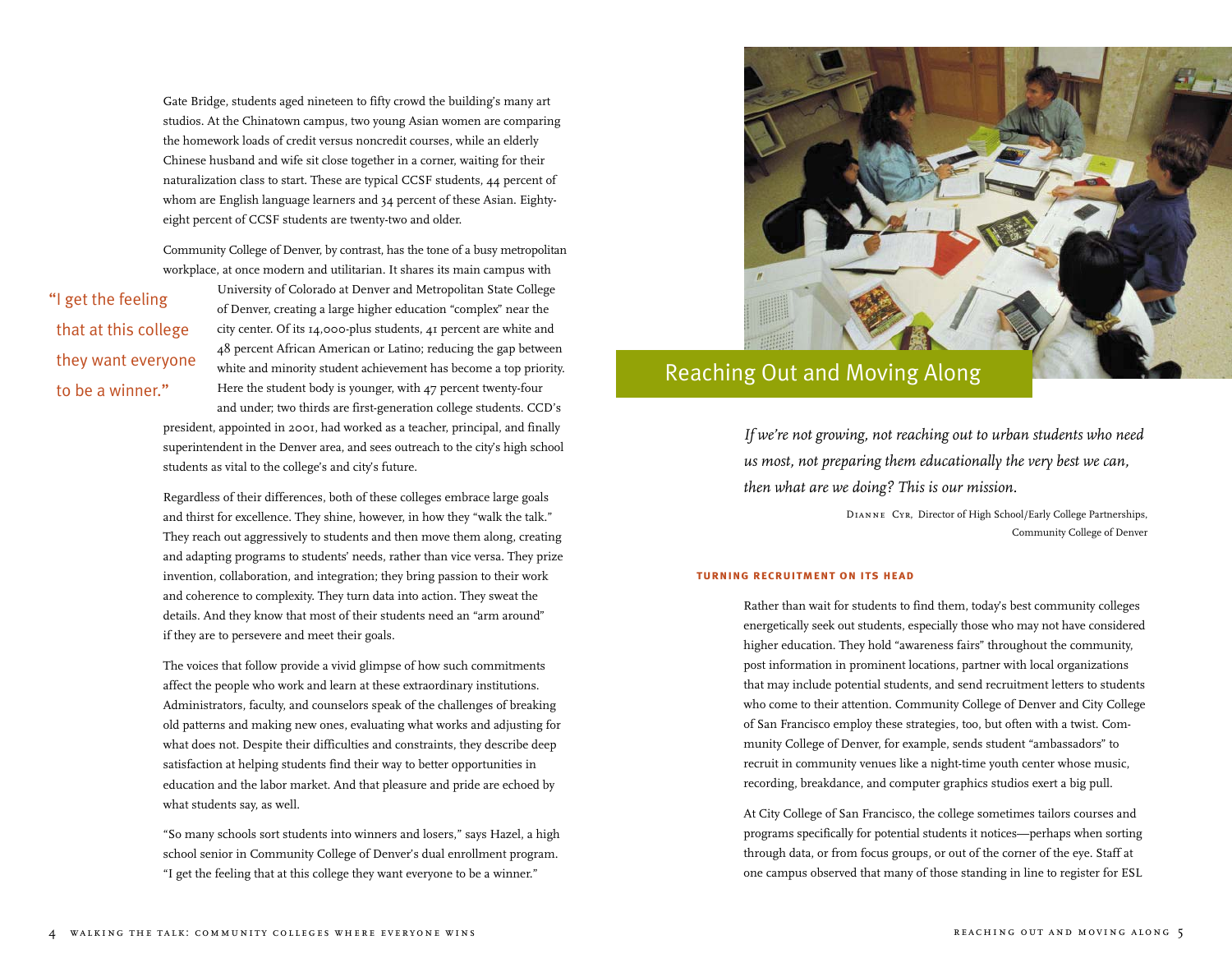Gate Bridge, students aged nineteen to fifty crowd the building's many art studios. At the Chinatown campus, two young Asian women are comparing the homework loads of credit versus noncredit courses, while an elderly Chinese husband and wife sit close together in a corner, waiting for their naturalization class to start. These are typical CCSF students, 44 percent of whom are English language learners and 34 percent of these Asian. Eighty-eight percent of CCSF students are twenty-two and older.

Community College of Denver, by contrast, has the tone of a busy metropolitan workplace, at once modern and utilitarian. It shares its main campus with University of Colorado at Denver and Metropolitan State College of Denver, creating a large higher education "complex" near the city center. Of its 14,000-plus students, 41 percent are white and 48 percent African American or Latino; reducing the gap between white and minority student achievement has become a top priority. Here the student body is younger, with 47 percent twenty-four and under; two thirds are first-generation college students. CCD's president, appointed in 2001, had worked as a teacher, principal, and finally superintendent in the Denver area, and sees outreach to the city's high school students as vital to the college's and city's future.

> "I get the feeling that at this college they want everyone to be a winner."

Regardless of their differences, both of these colleges embrace large goals and thirst for excellence. They shine, however, in how they "walk the talk." They reach out aggressively to students and then move them along, creating and adapting programs to students' needs, rather than vice versa. They prize invention, collaboration, and integration; they bring passion to their work and coherence to complexity. They turn data into action. They sweat the details. And they know that most of their students need an "arm around" if they are to persevere and meet their goals.

The voices that follow provide a vivid glimpse of how such commitments affect the people who work and learn at these extraordinary institutions. Administrators, faculty, and counselors speak of the challenges of breaking old patterns and making new ones, evaluating what works and adjusting for what does not. Despite their difficulties and constraints, they describe deep satisfaction at helping students find their way to better opportunities in education and the labor market. And that pleasure and pride are echoed by what students say, as well.

"So many schools sort students into winners and losers," says Hazel, a high school senior in Community College of Denver's dual enrollment program. "I get the feeling that at this college they want everyone to be a winner."

## Reaching Out and Moving Along

*If we're not growing, not reaching out to urban students who need us most, not preparing them educationally the very best we can, then what are we doing? This is our mission.*

Dianne Cyr, Director of High School/Early College Partnerships, Community College of Denver

### TURNING RECRUITMENT ON ITS HEAD

Rather than wait for students to find them, today's best community colleges energetically seek out students, especially those who may not have considered higher education. They hold "awareness fairs" throughout the community, post information in prominent locations, partner with local organizations that may include potential students, and send recruitment letters to students who come to their attention. Community College of Denver and City College of San Francisco employ these strategies, too, but often with a twist. Community College of Denver, for example, sends student "ambassadors" to recruit in community venues like a night-time youth center whose music, recording, breakdance, and computer graphics studios exert a big pull.

At City College of San Francisco, the college sometimes tailors courses and programs specifically for potential students it notices—perhaps when sorting through data, or from focus groups, or out of the corner of the eye. Staff at one campus observed that many of those standing in line to register for ESL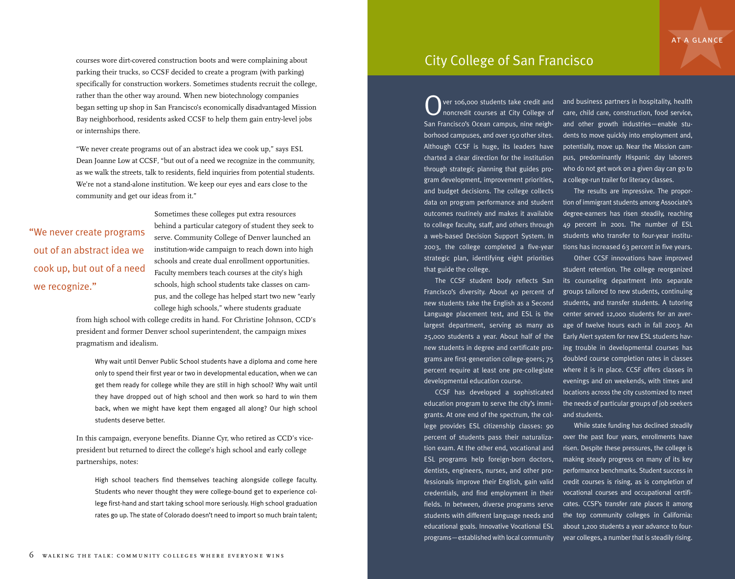courses wore dirt-covered construction boots and were complaining about parking their trucks, so CCSF decided to create a program (with parking) specifically for construction workers. Sometimes students recruit the college, rather than the other way around. When new biotechnology companies began setting up shop in San Francisco's economically disadvantaged Mission Bay neighborhood, residents asked CCSF to help them gain entry-level jobs or internships there.

"We never create programs out of an abstract idea we cook up," says ESL Dean Joanne Low at CCSF, "but out of a need we recognize in the community, as we walk the streets, talk to residents, field inquiries from potential students. We're not a stand-alone institution. We keep our eyes and ears close to the community and get our ideas from it."

> "We never create programs out of an abstract idea we cook up, but out of a need we recognize."

Sometimes these colleges put extra resources behind a particular category of student they seek to serve. Community College of Denver launched an institution-wide campaign to reach down into high schools and create dual enrollment opportunities. Faculty members teach courses at the city's high schools, high school students take classes on campus, and the college has helped start two new "early college high schools," where students graduate from high school with college credits in hand. For Christine Johnson, CCD's president and former Denver school superintendent, the campaign mixes pragmatism and idealism.

> Why wait until Denver Public School students have a diploma and come here only to spend their first year or two in developmental education, when we can get them ready for college while they are still in high school? Why wait until they have dropped out of high school and then work so hard to win them back, when we might have kept them engaged all along? Our high school students deserve better.

In this campaign, everyone benefits. Dianne Cyr, who retired as CCD's vice-president but returned to direct the college's high school and early college partnerships, notes:

> High school teachers find themselves teaching alongside college faculty. Students who never thought they were college-bound get to experience college first-hand and start taking school more seriously. High school graduation rates go up. The state of Colorado doesn't need to import so much brain talent;

## City College of San Francisco

AT A GLANCE

Over 106,000 students take credit and noncredit courses at City College of San Francisco's Ocean campus, nine neighborhood campuses, and over 150 other sites. Although CCSF is huge, its leaders have charted a clear direction for the institution through strategic planning that guides program development, improvement priorities, and budget decisions. The college collects data on program performance and student outcomes routinely and makes it available to college faculty, staff, and others through a web-based Decision Support System. In 2003, the college completed a five-year strategic plan, identifying eight priorities that guide the college.

The CCSF student body reflects San Francisco's diversity. About 40 percent of new students take the English as a Second Language placement test, and ESL is the largest department, serving as many as 25,000 students a year. About half of the new students in degree and certificate programs are first-generation college-goers; 75 percent require at least one pre-collegiate developmental education course.

CCSF has developed a sophisticated education program to serve the city's immigrants. At one end of the spectrum, the college provides ESL citizenship classes: 90 percent of students pass their naturalization exam. At the other end, vocational and ESL programs help foreign-born doctors, dentists, engineers, nurses, and other professionals improve their English, gain valid credentials, and find employment in their fields. In between, diverse programs serve students with different language needs and educational goals. Innovative Vocational ESL programs—established with local community and business partners in hospitality, health care, child care, construction, food service, and other growth industries—enable students to move quickly into employment and, potentially, move up. Near the Mission campus, predominantly Hispanic day laborers who do not get work on a given day can go to a college-run trailer for literacy classes.

The results are impressive. The proportion of immigrant students among Associate's degree-earners has risen steadily, reaching 49 percent in 2001. The number of ESL students who transfer to four-year institutions has increased 63 percent in five years.

Other CCSF innovations have improved student retention. The college reorganized its counseling department into separate groups tailored to new students, continuing students, and transfer students. A tutoring center served 12,000 students for an average of twelve hours each in fall 2003. An Early Alert system for new ESL students having trouble in developmental courses has doubled course completion rates in classes where it is in place. CCSF offers classes in evenings and on weekends, with times and locations across the city customized to meet the needs of particular groups of job seekers and students.

While state funding has declined steadily over the past four years, enrollments have risen. Despite these pressures, the college is making steady progress on many of its key performance benchmarks. Student success in credit courses is rising, as is completion of vocational courses and occupational certificates. CCSF's transfer rate places it among the top community colleges in California: about 1,200 students a year advance to four-year colleges, a number that is steadily rising.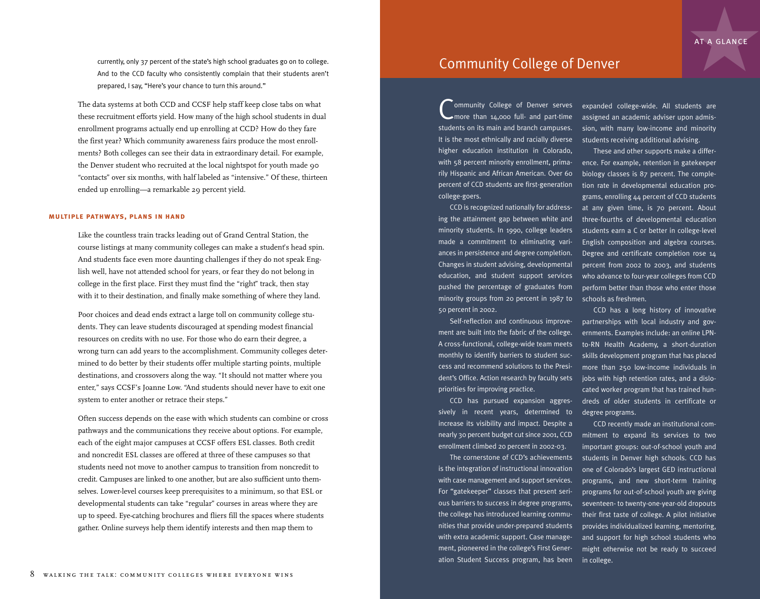currently, only 37 percent of the state's high school graduates go on to college. And to the CCD faculty who consistently complain that their students aren't prepared, I say, "Here's your chance to turn this around."

The data systems at both CCD and CCSF help staff keep close tabs on what these recruitment efforts yield. How many of the high school students in dual enrollment programs actually end up enrolling at CCD? How do they fare the first year? Which community awareness fairs produce the most enrollments? Both colleges can see their data in extraordinary detail. For example, the Denver student who recruited at the local nightspot for youth made 90 "contacts" over six months, with half labeled as "intensive." Of these, thirteen ended up enrolling—a remarkable 29 percent yield.

### MULTIPLE PATHWAYS, PLANS IN HAND

Like the countless train tracks leading out of Grand Central Station, the course listings at many community colleges can make a student's head spin. And students face even more daunting challenges if they do not speak English well, have not attended school for years, or fear they do not belong in college in the first place. First they must find the "right" track, then stay with it to their destination, and finally make something of where they land.

Poor choices and dead ends extract a large toll on community college students. They can leave students discouraged at spending modest financial resources on credits with no use. For those who do earn their degree, a wrong turn can add years to the accomplishment. Community colleges determined to do better by their students offer multiple starting points, multiple destinations, and crossovers along the way. "It should not matter where you enter," says CCSF's Joanne Low. "And students should never have to exit one system to enter another or retrace their steps."

Often success depends on the ease with which students can combine or cross pathways and the communications they receive about options. For example, each of the eight major campuses at CCSF offers ESL classes. Both credit and noncredit ESL classes are offered at three of these campuses so that students need not move to another campus to transition from noncredit to credit. Campuses are linked to one another, but are also sufficient unto themselves. Lower-level courses keep prerequisites to a minimum, so that ESL or developmental students can take "regular" courses in areas where they are up to speed. Eye-catching brochures and fliers fill the spaces where students gather. Online surveys help them identify interests and then map them to

AT A GLANCE

## Community College of Denver

Community College of Denver serves more than 14,000 full- and part-time students on its main and branch campuses. It is the most ethnically and racially diverse higher education institution in Colorado, with 58 percent minority enrollment, primarily Hispanic and African American. Over 60 percent of CCD students are first-generation college-goers.

CCD is recognized nationally for addressing the attainment gap between white and minority students. In 1990, college leaders made a commitment to eliminating variances in persistence and degree completion. Changes in student advising, developmental education, and student support services pushed the percentage of graduates from minority groups from 20 percent in 1987 to 50 percent in 2002.

Self-reflection and continuous improvement are built into the fabric of the college. A cross-functional, college-wide team meets monthly to identify barriers to student success and recommend solutions to the President's Office. Action research by faculty sets priorities for improving practice.

CCD has pursued expansion aggressively in recent years, determined to increase its visibility and impact. Despite a nearly 30 percent budget cut since 2001, CCD enrollment climbed 20 percent in 2002-03.

The cornerstone of CCD's achievements is the integration of instructional innovation with case management and support services. For "gatekeeper" classes that present serious barriers to success in degree programs, the college has introduced learning communities that provide under-prepared students with extra academic support. Case management, pioneered in the college's First Generation Student Success program, has been expanded college-wide. All students are assigned an academic adviser upon admission, with many low-income and minority students receiving additional advising.

These and other supports make a difference. For example, retention in gatekeeper biology classes is 87 percent. The completion rate in developmental education programs, enrolling 44 percent of CCD students at any given time, is 70 percent. About three-fourths of developmental education students earn a C or better in college-level English composition and algebra courses. Degree and certificate completion rose 14 percent from 2002 to 2003, and students who advance to four-year colleges from CCD perform better than those who enter those schools as freshmen.

CCD has a long history of innovative partnerships with local industry and governments. Examples include: an online LPN-to-RN Health Academy, a short-duration skills development program that has placed more than 250 low-income individuals in jobs with high retention rates, and a dislocated worker program that has trained hundreds of older students in certificate or degree programs.

CCD recently made an institutional commitment to expand its services to two important groups: out-of-school youth and students in Denver high schools. CCD has one of Colorado's largest GED instructional programs, and new short-term training programs for out-of-school youth are giving seventeen- to twenty-one-year-old dropouts their first taste of college. A pilot initiative provides individualized learning, mentoring, and support for high school students who might otherwise not be ready to succeed in college.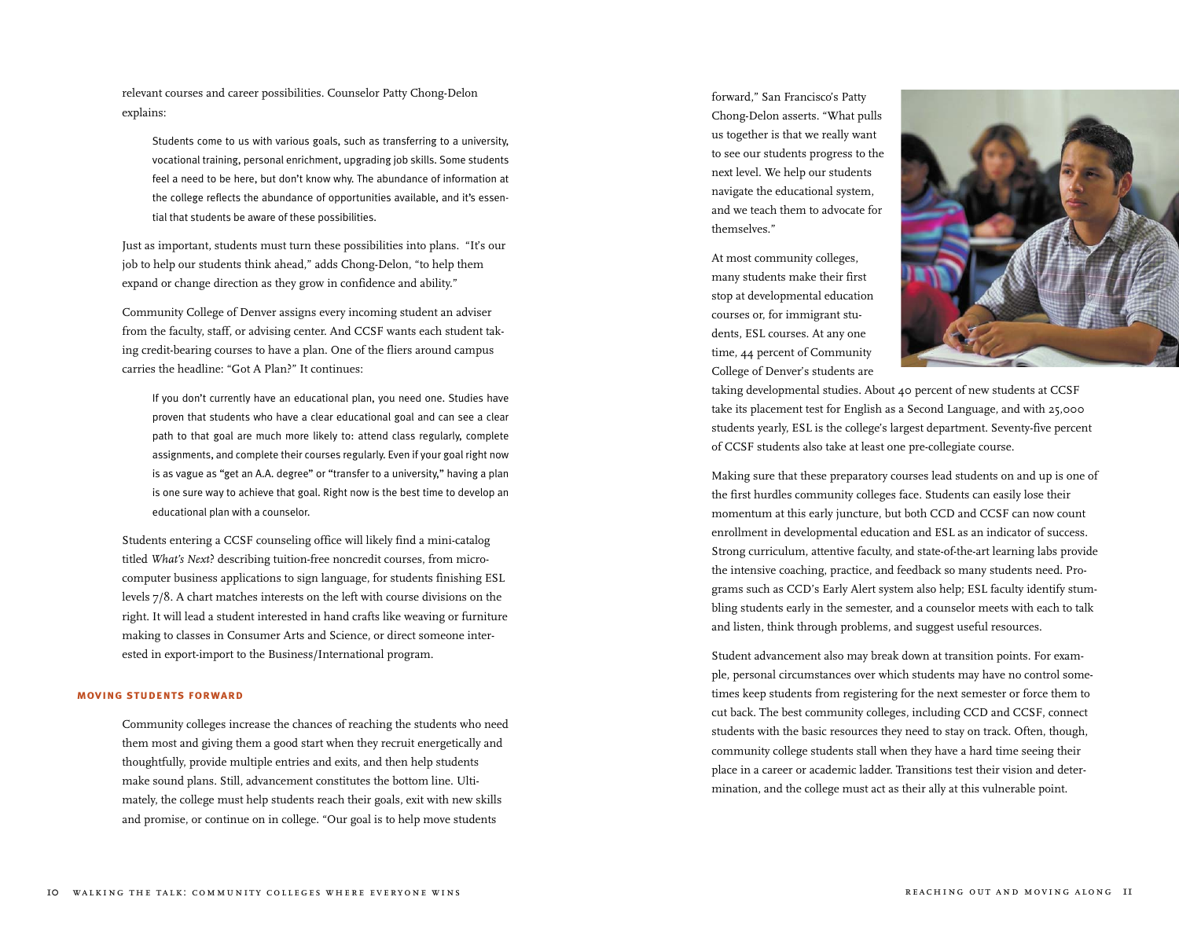relevant courses and career possibilities. Counselor Patty Chong-Delon explains:

> Students come to us with various goals, such as transferring to a university, vocational training, personal enrichment, upgrading job skills. Some students feel a need to be here, but don't know why. The abundance of information at the college reflects the abundance of opportunities available, and it's essential that students be aware of these possibilities.

Just as important, students must turn these possibilities into plans. "It's our job to help our students think ahead," adds Chong-Delon, "to help them expand or change direction as they grow in confidence and ability."

Community College of Denver assigns every incoming student an adviser from the faculty, staff, or advising center. And CCSF wants each student taking credit-bearing courses to have a plan. One of the fliers around campus carries the headline: "Got A Plan?" It continues:

> If you don't currently have an educational plan, you need one. Studies have proven that students who have a clear educational goal and can see a clear path to that goal are much more likely to: attend class regularly, complete assignments, and complete their courses regularly. Even if your goal right now is as vague as "get an A.A. degree" or "transfer to a university," having a plan is one sure way to achieve that goal. Right now is the best time to develop an educational plan with a counselor.

Students entering a CCSF counseling office will likely find a mini-catalog titled *What's Next*? describing tuition-free noncredit courses, from microcomputer business applications to sign language, for students finishing ESL levels 7/8. A chart matches interests on the left with course divisions on the right. It will lead a student interested in hand crafts like weaving or furniture making to classes in Consumer Arts and Science, or direct someone interested in export-import to the Business/International program.

## MOVING STUDENTS FORWARD

Community colleges increase the chances of reaching the students who need them most and giving them a good start when they recruit energetically and thoughtfully, provide multiple entries and exits, and then help students make sound plans. Still, advancement constitutes the bottom line. Ultimately, the college must help students reach their goals, exit with new skills and promise, or continue on in college. "Our goal is to help move students forward," San Francisco's Patty Chong-Delon asserts. "What pulls us together is that we really want to see our students progress to the next level. We help our students navigate the educational system, and we teach them to advocate for themselves."

At most community colleges, many students make their first stop at developmental education courses or, for immigrant students, ESL courses. At any one time, 44 percent of Community College of Denver's students are taking developmental studies. About 40 percent of new students at CCSF take its placement test for English as a Second Language, and with 25,000 students yearly, ESL is the college's largest department. Seventy-five percent of CCSF students also take at least one pre-collegiate course.

Making sure that these preparatory courses lead students on and up is one of the first hurdles community colleges face. Students can easily lose their momentum at this early juncture, but both CCD and CCSF can now count enrollment in developmental education and ESL as an indicator of success. Strong curriculum, attentive faculty, and state-of-the-art learning labs provide the intensive coaching, practice, and feedback so many students need. Programs such as CCD's Early Alert system also help; ESL faculty identify stumbling students early in the semester, and a counselor meets with each to talk and listen, think through problems, and suggest useful resources.

Student advancement also may break down at transition points. For example, personal circumstances over which students may have no control sometimes keep students from registering for the next semester or force them to cut back. The best community colleges, including CCD and CCSF, connect students with the basic resources they need to stay on track. Often, though, community college students stall when they have a hard time seeing their place in a career or academic ladder. Transitions test their vision and determination, and the college must act as their ally at this vulnerable point.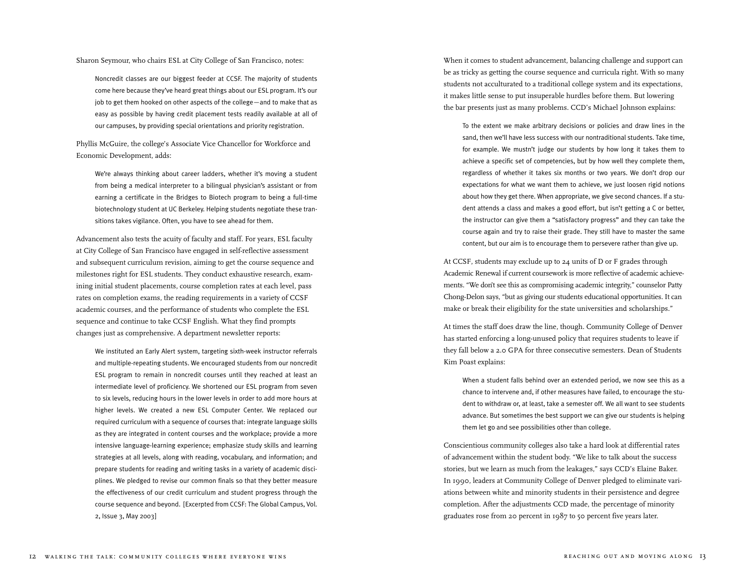Sharon Seymour, who chairs ESL at City College of San Francisco, notes:

> Noncredit classes are our biggest feeder at CCSF. The majority of students come here because they've heard great things about our ESL program. It's our job to get them hooked on other aspects of the college—and to make that as easy as possible by having credit placement tests readily available at all of our campuses, by providing special orientations and priority registration.

Phyllis McGuire, the college's Associate Vice Chancellor for Workforce and Economic Development, adds:

> We're always thinking about career ladders, whether it's moving a student from being a medical interpreter to a bilingual physician's assistant or from earning a certificate in the Bridges to Biotech program to being a full-time biotechnology student at UC Berkeley. Helping students negotiate these transitions takes vigilance. Often, you have to see ahead for them.

Advancement also tests the acuity of faculty and staff. For years, ESL faculty at City College of San Francisco have engaged in self-reflective assessment and subsequent curriculum revision, aiming to get the course sequence and milestones right for ESL students. They conduct exhaustive research, examining initial student placements, course completion rates at each level, pass rates on completion exams, the reading requirements in a variety of CCSF academic courses, and the performance of students who complete the ESL sequence and continue to take CCSF English. What they find prompts changes just as comprehensive. A department newsletter reports:

> We instituted an Early Alert system, targeting sixth-week instructor referrals and multiple-repeating students. We encouraged students from our noncredit ESL program to remain in noncredit courses until they reached at least an intermediate level of proficiency. We shortened our ESL program from seven to six levels, reducing hours in the lower levels in order to add more hours at higher levels. We created a new ESL Computer Center. We replaced our required curriculum with a sequence of courses that: integrate language skills as they are integrated in content courses and the workplace; provide a more intensive language-learning experience; emphasize study skills and learning strategies at all levels, along with reading, vocabulary, and information; and prepare students for reading and writing tasks in a variety of academic disciplines. We pledged to revise our common finals so that they better measure the effectiveness of our credit curriculum and student progress through the course sequence and beyond. [Excerpted from CCSF: The Global Campus, Vol. 2, Issue 3, May 2003]

When it comes to student advancement, balancing challenge and support can be as tricky as getting the course sequence and curricula right. With so many students not acculturated to a traditional college system and its expectations, it makes little sense to put insuperable hurdles before them. But lowering the bar presents just as many problems. CCD's Michael Johnson explains:

> To the extent we make arbitrary decisions or policies and draw lines in the sand, then we'll have less success with our nontraditional students. Take time, for example. We mustn't judge our students by how long it takes them to achieve a specific set of competencies, but by how well they complete them, regardless of whether it takes six months or two years. We don't drop our expectations for what we want them to achieve, we just loosen rigid notions about how they get there. When appropriate, we give second chances. If a student attends a class and makes a good effort, but isn't getting a C or better, the instructor can give them a "satisfactory progress" and they can take the course again and try to raise their grade. They still have to master the same content, but our aim is to encourage them to persevere rather than give up.

At CCSF, students may exclude up to 24 units of D or F grades through Academic Renewal if current coursework is more reflective of academic achievements. "We don't see this as compromising academic integrity," counselor Patty Chong-Delon says, "but as giving our students educational opportunities. It can make or break their eligibility for the state universities and scholarships."

At times the staff does draw the line, though. Community College of Denver has started enforcing a long-unused policy that requires students to leave if they fall below a 2.0 GPA for three consecutive semesters. Dean of Students Kim Poast explains:

> When a student falls behind over an extended period, we now see this as a chance to intervene and, if other measures have failed, to encourage the student to withdraw or, at least, take a semester off. We all want to see students advance. But sometimes the best support we can give our students is helping them let go and see possibilities other than college.

Conscientious community colleges also take a hard look at differential rates of advancement within the student body. "We like to talk about the success stories, but we learn as much from the leakages," says CCD's Elaine Baker. In 1990, leaders at Community College of Denver pledged to eliminate variations between white and minority students in their persistence and degree completion. After the adjustments CCD made, the percentage of minority graduates rose from 20 percent in 1987 to 50 percent five years later.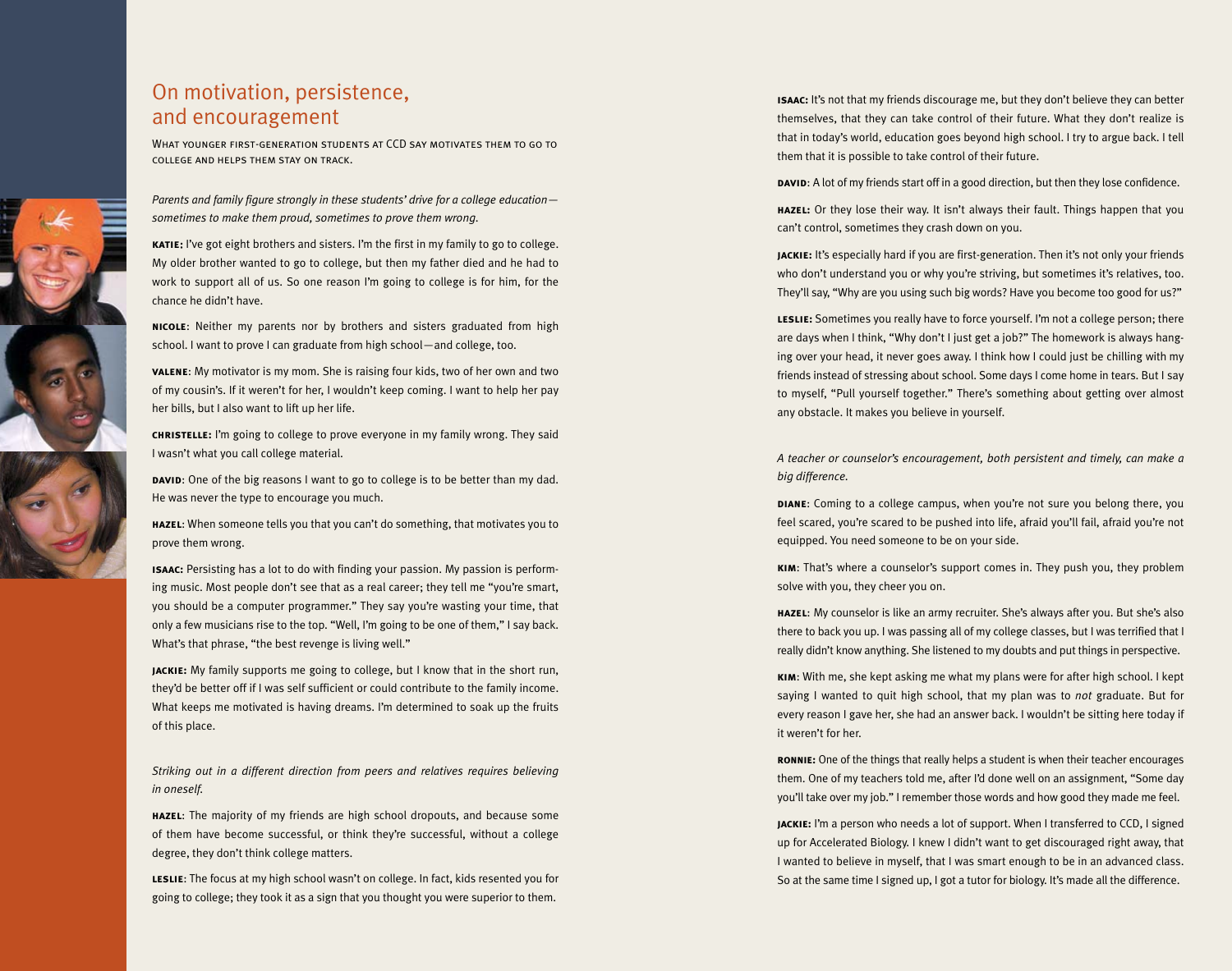## On motivation, persistence, and encouragement

What younger first-generation students at CCD say motivates them to go to college and helps them stay on track.

*Parents and family figure strongly in these students' drive for a college education—sometimes to make them proud, sometimes to prove them wrong.*

**KATIE:** I've got eight brothers and sisters. I'm the first in my family to go to college. My older brother wanted to go to college, but then my father died and he had to work to support all of us. So one reason I'm going to college is for him, for the chance he didn't have.

**NICOLE**: Neither my parents nor by brothers and sisters graduated from high school. I want to prove I can graduate from high school—and college, too.

**VALENE**: My motivator is my mom. She is raising four kids, two of her own and two of my cousin's. If it weren't for her, I wouldn't keep coming. I want to help her pay her bills, but I also want to lift up her life.

**CHRISTELLE:** I'm going to college to prove everyone in my family wrong. They said I wasn't what you call college material.

**DAVID**: One of the big reasons I want to go to college is to be better than my dad. He was never the type to encourage you much.

**HAZEL**: When someone tells you that you can't do something, that motivates you to prove them wrong.

**ISAAC:** Persisting has a lot to do with finding your passion. My passion is performing music. Most people don't see that as a real career; they tell me "you're smart, you should be a computer programmer." They say you're wasting your time, that only a few musicians rise to the top. "Well, I'm going to be one of them," I say back. What's that phrase, "the best revenge is living well."

**JACKIE:** My family supports me going to college, but I know that in the short run, they'd be better off if I was self sufficient or could contribute to the family income. What keeps me motivated is having dreams. I'm determined to soak up the fruits of this place.

*Striking out in a different direction from peers and relatives requires believing in oneself.*

**HAZEL**: The majority of my friends are high school dropouts, and because some of them have become successful, or think they're successful, without a college degree, they don't think college matters.

**LESLIE**: The focus at my high school wasn't on college. In fact, kids resented you for going to college; they took it as a sign that you thought you were superior to them.

**ISAAC:** It's not that my friends discourage me, but they don't believe they can better themselves, that they can take control of their future. What they don't realize is that in today's world, education goes beyond high school. I try to argue back. I tell them that it is possible to take control of their future.

**DAVID**: A lot of my friends start off in a good direction, but then they lose confidence.

**HAZEL:** Or they lose their way. It isn't always their fault. Things happen that you can't control, sometimes they crash down on you.

**JACKIE:** It's especially hard if you are first-generation. Then it's not only your friends who don't understand you or why you're striving, but sometimes it's relatives, too. They'll say, "Why are you using such big words? Have you become too good for us?"

**LESLIE:** Sometimes you really have to force yourself. I'm not a college person; there are days when I think, "Why don't I just get a job?" The homework is always hanging over your head, it never goes away. I think how I could just be chilling with my friends instead of stressing about school. Some days I come home in tears. But I say to myself, "Pull yourself together." There's something about getting over almost any obstacle. It makes you believe in yourself.

*A teacher or counselor's encouragement, both persistent and timely, can make a big difference.*

**DIANE**: Coming to a college campus, when you're not sure you belong there, you feel scared, you're scared to be pushed into life, afraid you'll fail, afraid you're not equipped. You need someone to be on your side.

**KIM**: That's where a counselor's support comes in. They push you, they problem solve with you, they cheer you on.

**HAZEL**: My counselor is like an army recruiter. She's always after you. But she's also there to back you up. I was passing all of my college classes, but I was terrified that I really didn't know anything. She listened to my doubts and put things in perspective.

**KIM**: With me, she kept asking me what my plans were for after high school. I kept saying I wanted to quit high school, that my plan was to *not* graduate. But for every reason I gave her, she had an answer back. I wouldn't be sitting here today if it weren't for her.

**RONNIE:** One of the things that really helps a student is when their teacher encourages them. One of my teachers told me, after I'd done well on an assignment, "Some day you'll take over my job." I remember those words and how good they made me feel.

**JACKIE:** I'm a person who needs a lot of support. When I transferred to CCD, I signed up for Accelerated Biology. I knew I didn't want to get discouraged right away, that I wanted to believe in myself, that I was smart enough to be in an advanced class. So at the same time I signed up, I got a tutor for biology. It's made all the difference.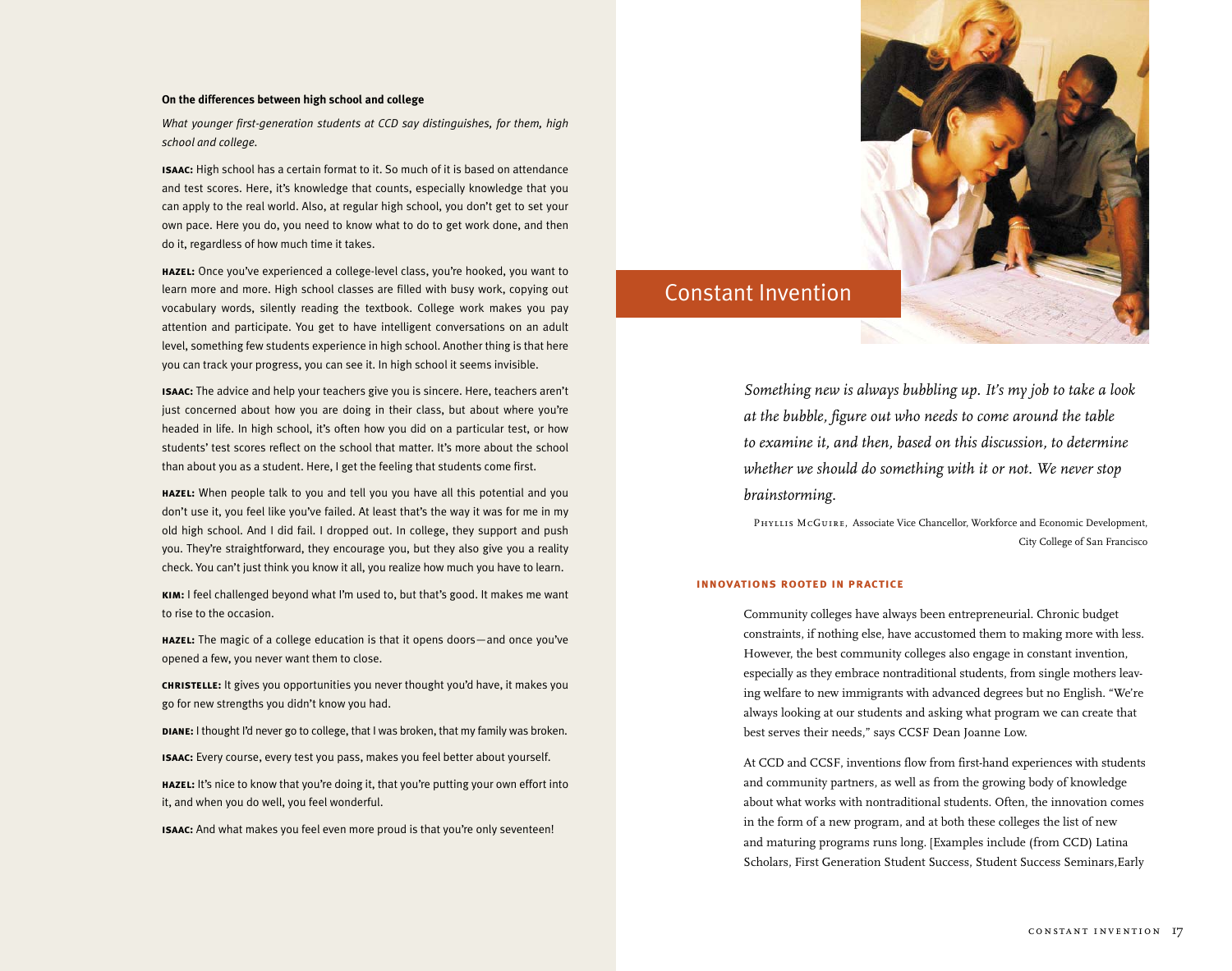**On the differences between high school and college**

*What younger first-generation students at CCD say distinguishes, for them, high school and college.*

**ISAAC:** High school has a certain format to it. So much of it is based on attendance and test scores. Here, it's knowledge that counts, especially knowledge that you can apply to the real world. Also, at regular high school, you don't get to set your own pace. Here you do, you need to know what to do to get work done, and then do it, regardless of how much time it takes.

**HAZEL:** Once you've experienced a college-level class, you're hooked, you want to learn more and more. High school classes are filled with busy work, copying out vocabulary words, silently reading the textbook. College work makes you pay attention and participate. You get to have intelligent conversations on an adult level, something few students experience in high school. Another thing is that here you can track your progress, you can see it. In high school it seems invisible.

**ISAAC:** The advice and help your teachers give you is sincere. Here, teachers aren't just concerned about how you are doing in their class, but about where you're headed in life. In high school, it's often how you did on a particular test, or how students' test scores reflect on the school that matter. It's more about the school than about you as a student. Here, I get the feeling that students come first.

**HAZEL:** When people talk to you and tell you you have all this potential and you don't use it, you feel like you've failed. At least that's the way it was for me in my old high school. And I did fail. I dropped out. In college, they support and push you. They're straightforward, they encourage you, but they also give you a reality check. You can't just think you know it all, you realize how much you have to learn.

**KIM:** I feel challenged beyond what I'm used to, but that's good. It makes me want to rise to the occasion.

**HAZEL:** The magic of a college education is that it opens doors—and once you've opened a few, you never want them to close.

**CHRISTELLE:** It gives you opportunities you never thought you'd have, it makes you go for new strengths you didn't know you had.

**DIANE:** I thought I'd never go to college, that I was broken, that my family was broken.

**ISAAC:** Every course, every test you pass, makes you feel better about yourself.

**HAZEL:** It's nice to know that you're doing it, that you're putting your own effort into it, and when you do well, you feel wonderful.

**ISAAC:** And what makes you feel even more proud is that you're only seventeen!

# Constant Invention

*Something new is always bubbling up. It's my job to take a look at the bubble, figure out who needs to come around the table to examine it, and then, based on this discussion, to determine whether we should do something with it or not. We never stop brainstorming.*

PHYLLIS MCGUIRE, Associate Vice Chancellor, Workforce and Economic Development, City College of San Francisco

## INNOVATIONS ROOTED IN PRACTICE

Community colleges have always been entrepreneurial. Chronic budget constraints, if nothing else, have accustomed them to making more with less. However, the best community colleges also engage in constant invention, especially as they embrace nontraditional students, from single mothers leaving welfare to new immigrants with advanced degrees but no English. "We're always looking at our students and asking what program we can create that best serves their needs," says CCSF Dean Joanne Low.

At CCD and CCSF, inventions flow from first-hand experiences with students and community partners, as well as from the growing body of knowledge about what works with nontraditional students. Often, the innovation comes in the form of a new program, and at both these colleges the list of new and maturing programs runs long. [Examples include (from CCD) Latina Scholars, First Generation Student Success, Student Success Seminars,Early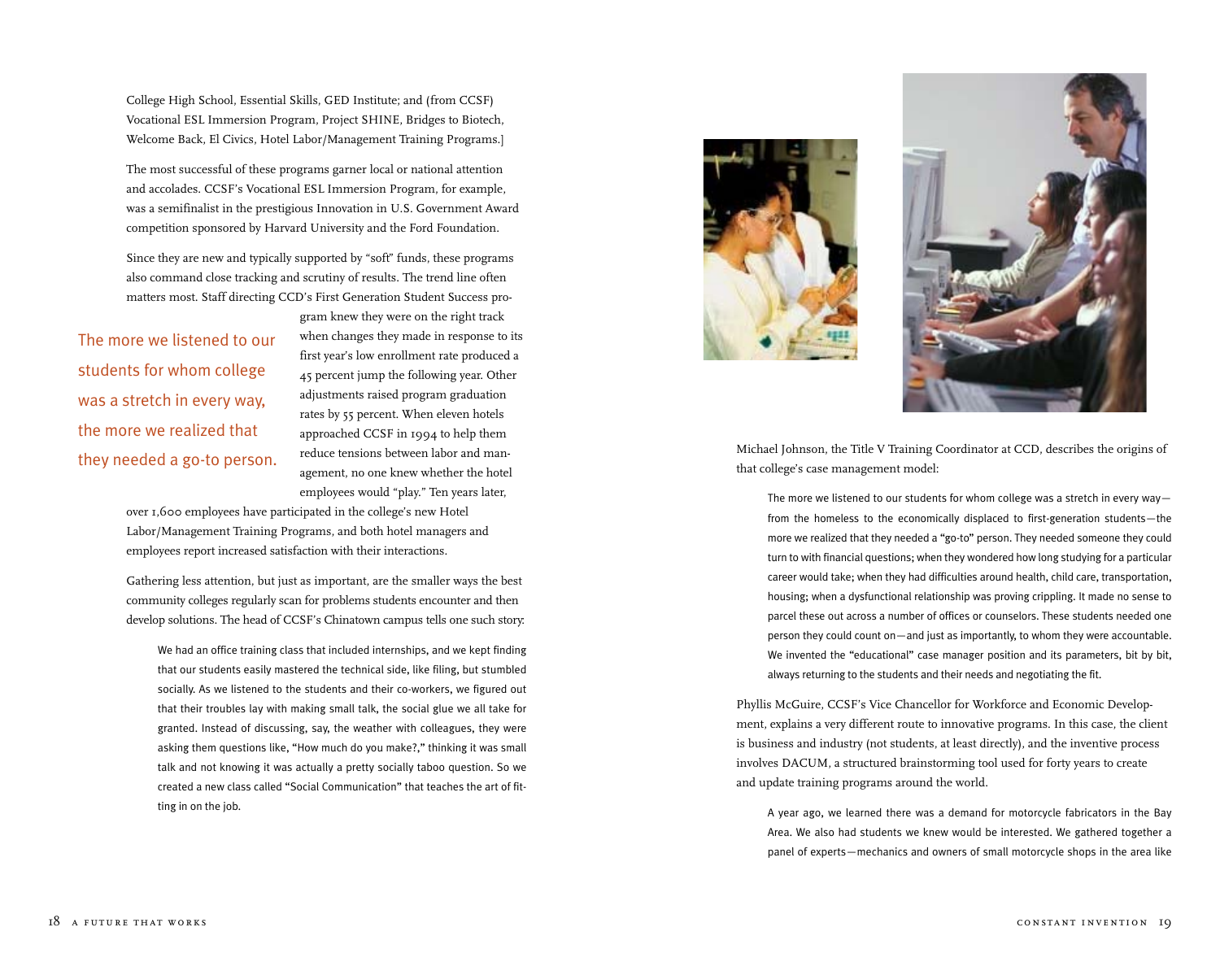College High School, Essential Skills, GED Institute; and (from CCSF) Vocational ESL Immersion Program, Project SHINE, Bridges to Biotech, Welcome Back, El Civics, Hotel Labor/Management Training Programs.]

The most successful of these programs garner local or national attention and accolades. CCSF's Vocational ESL Immersion Program, for example, was a semifinalist in the prestigious Innovation in U.S. Government Award competition sponsored by Harvard University and the Ford Foundation.

Since they are new and typically supported by "soft" funds, these programs also command close tracking and scrutiny of results. The trend line often matters most. Staff directing CCD's First Generation Student Success program knew they were on the right track when changes they made in response to its first year's low enrollment rate produced a 45 percent jump the following year. Other adjustments raised program graduation rates by 55 percent. When eleven hotels approached CCSF in 1994 to help them reduce tensions between labor and management, no one knew whether the hotel employees would "play." Ten years later, over 1,600 employees have participated in the college's new Hotel Labor/Management Training Programs, and both hotel managers and employees report increased satisfaction with their interactions.

> The more we listened to our students for whom college was a stretch in every way, the more we realized that they needed a go-to person.

Gathering less attention, but just as important, are the smaller ways the best community colleges regularly scan for problems students encounter and then develop solutions. The head of CCSF's Chinatown campus tells one such story:

> We had an office training class that included internships, and we kept finding that our students easily mastered the technical side, like filing, but stumbled socially. As we listened to the students and their co-workers, we figured out that their troubles lay with making small talk, the social glue we all take for granted. Instead of discussing, say, the weather with colleagues, they were asking them questions like, "How much do you make?," thinking it was small talk and not knowing it was actually a pretty socially taboo question. So we created a new class called "Social Communication" that teaches the art of fitting in on the job.

Michael Johnson, the Title V Training Coordinator at CCD, describes the origins of that college's case management model:

> The more we listened to our students for whom college was a stretch in every way—from the homeless to the economically displaced to first-generation students—the more we realized that they needed a "go-to" person. They needed someone they could turn to with financial questions; when they wondered how long studying for a particular career would take; when they had difficulties around health, child care, transportation, housing; when a dysfunctional relationship was proving crippling. It made no sense to parcel these out across a number of offices or counselors. These students needed one person they could count on—and just as importantly, to whom they were accountable. We invented the "educational" case manager position and its parameters, bit by bit, always returning to the students and their needs and negotiating the fit.

Phyllis McGuire, CCSF's Vice Chancellor for Workforce and Economic Development, explains a very different route to innovative programs. In this case, the client is business and industry (not students, at least directly), and the inventive process involves DACUM, a structured brainstorming tool used for forty years to create and update training programs around the world.

> A year ago, we learned there was a demand for motorcycle fabricators in the Bay Area. We also had students we knew would be interested. We gathered together a panel of experts—mechanics and owners of small motorcycle shops in the area like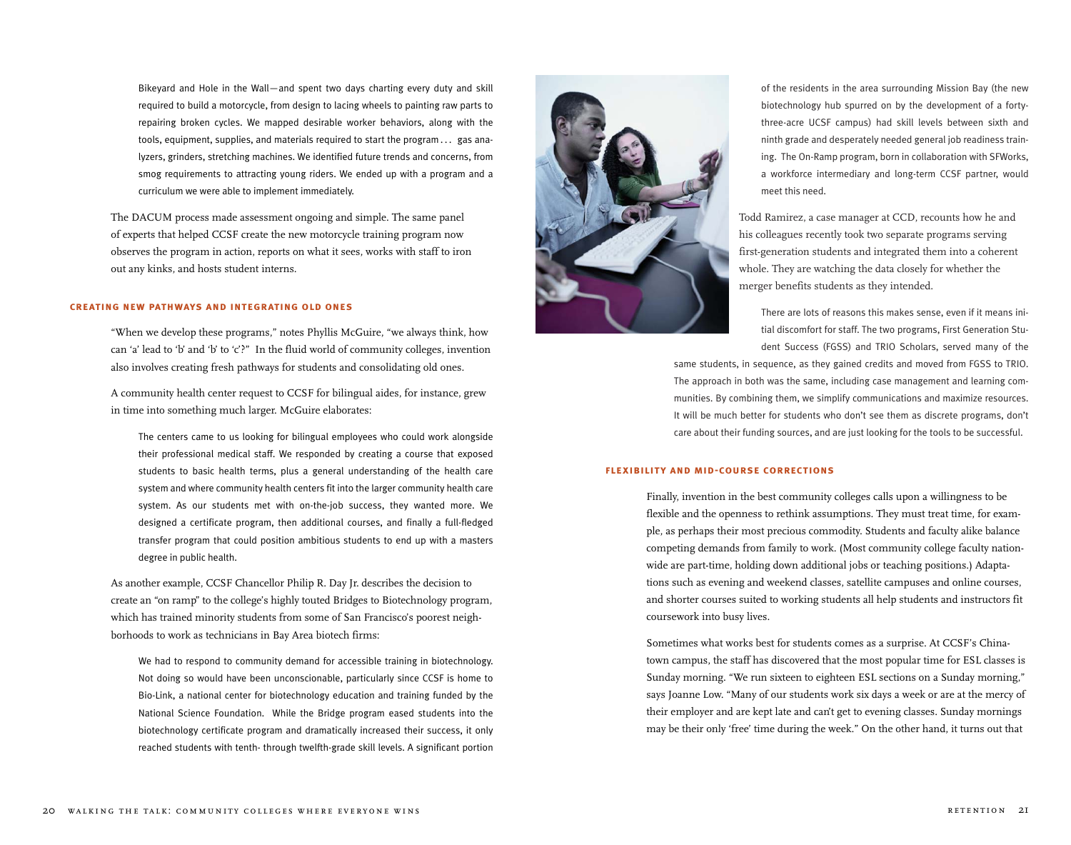Bikeyard and Hole in the Wall—and spent two days charting every duty and skill required to build a motorcycle, from design to lacing wheels to painting raw parts to repairing broken cycles. We mapped desirable worker behaviors, along with the tools, equipment, supplies, and materials required to start the program . . . gas analyzers, grinders, stretching machines. We identified future trends and concerns, from smog requirements to attracting young riders. We ended up with a program and a curriculum we were able to implement immediately.

The DACUM process made assessment ongoing and simple. The same panel of experts that helped CCSF create the new motorcycle training program now observes the program in action, reports on what it sees, works with staff to iron out any kinks, and hosts student interns.

### CREATING NEW PATHWAYS AND INTEGRATING OLD ONES

"When we develop these programs," notes Phyllis McGuire, "we always think, how can 'a' lead to 'b' and 'b' to 'c'?" In the fluid world of community colleges, invention also involves creating fresh pathways for students and consolidating old ones.

A community health center request to CCSF for bilingual aides, for instance, grew in time into something much larger. McGuire elaborates:

> The centers came to us looking for bilingual employees who could work alongside their professional medical staff. We responded by creating a course that exposed students to basic health terms, plus a general understanding of the health care system and where community health centers fit into the larger community health care system. As our students met with on-the-job success, they wanted more. We designed a certificate program, then additional courses, and finally a full-fledged transfer program that could position ambitious students to end up with a masters degree in public health.

As another example, CCSF Chancellor Philip R. Day Jr. describes the decision to create an "on ramp" to the college's highly touted Bridges to Biotechnology program, which has trained minority students from some of San Francisco's poorest neighborhoods to work as technicians in Bay Area biotech firms:

> We had to respond to community demand for accessible training in biotechnology. Not doing so would have been unconscionable, particularly since CCSF is home to Bio-Link, a national center for biotechnology education and training funded by the National Science Foundation. While the Bridge program eased students into the biotechnology certificate program and dramatically increased their success, it only reached students with tenth- through twelfth-grade skill levels. A significant portion of the residents in the area surrounding Mission Bay (the new biotechnology hub spurred on by the development of a forty-three-acre UCSF campus) had skill levels between sixth and ninth grade and desperately needed general job readiness training. The On-Ramp program, born in collaboration with SFWorks, a workforce intermediary and long-term CCSF partner, would meet this need.

Todd Ramirez, a case manager at CCD, recounts how he and his colleagues recently took two separate programs serving first-generation students and integrated them into a coherent whole. They are watching the data closely for whether the merger benefits students as they intended.

> There are lots of reasons this makes sense, even if it means initial discomfort for staff. The two programs, First Generation Student Success (FGSS) and TRIO Scholars, served many of the same students, in sequence, as they gained credits and moved from FGSS to TRIO. The approach in both was the same, including case management and learning communities. By combining them, we simplify communications and maximize resources. It will be much better for students who don't see them as discrete programs, don't care about their funding sources, and are just looking for the tools to be successful.

### FLEXIBILITY AND MID-COURSE CORRECTIONS

Finally, invention in the best community colleges calls upon a willingness to be flexible and the openness to rethink assumptions. They must treat time, for example, as perhaps their most precious commodity. Students and faculty alike balance competing demands from family to work. (Most community college faculty nationwide are part-time, holding down additional jobs or teaching positions.) Adaptations such as evening and weekend classes, satellite campuses and online courses, and shorter courses suited to working students all help students and instructors fit coursework into busy lives.

Sometimes what works best for students comes as a surprise. At CCSF's Chinatown campus, the staff has discovered that the most popular time for ESL classes is Sunday morning. "We run sixteen to eighteen ESL sections on a Sunday morning," says Joanne Low. "Many of our students work six days a week or are at the mercy of their employer and are kept late and can't get to evening classes. Sunday mornings may be their only 'free' time during the week." On the other hand, it turns out that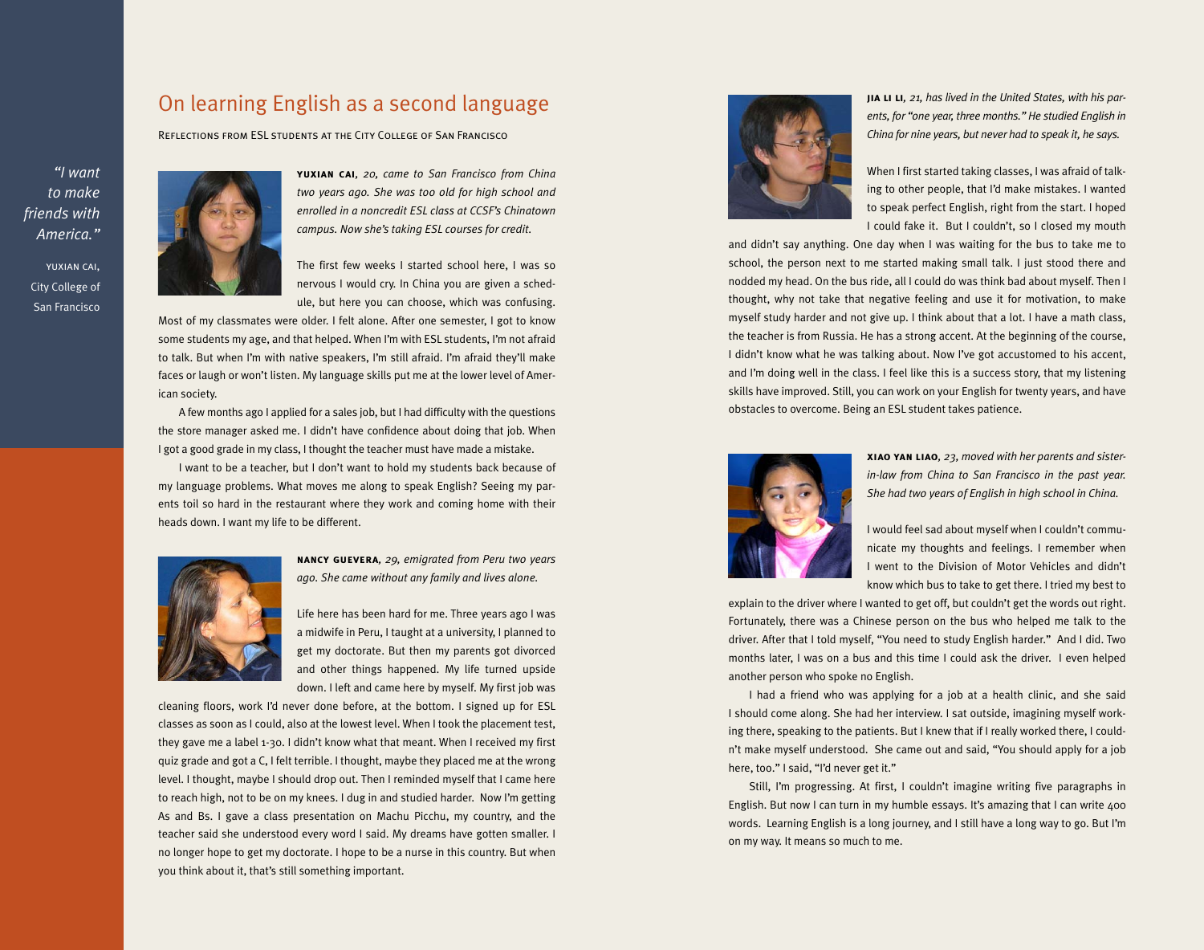> *"I want to make friends with America."*
>
> YUXIAN CAI, City College of San Francisco

# On learning English as a second language

REFLECTIONS FROM ESL STUDENTS AT THE CITY COLLEGE OF SAN FRANCISCO

**YUXIAN CAI**, *20, came to San Francisco from China two years ago. She was too old for high school and enrolled in a noncredit ESL class at CCSF's Chinatown campus. Now she's taking ESL courses for credit.*

The first few weeks I started school here, I was so nervous I would cry. In China you are given a schedule, but here you can choose, which was confusing. Most of my classmates were older. I felt alone. After one semester, I got to know some students my age, and that helped. When I'm with ESL students, I'm not afraid to talk. But when I'm with native speakers, I'm still afraid. I'm afraid they'll make faces or laugh or won't listen. My language skills put me at the lower level of American society.

A few months ago I applied for a sales job, but I had difficulty with the questions the store manager asked me. I didn't have confidence about doing that job. When I got a good grade in my class, I thought the teacher must have made a mistake.

I want to be a teacher, but I don't want to hold my students back because of my language problems. What moves me along to speak English? Seeing my parents toil so hard in the restaurant where they work and coming home with their heads down. I want my life to be different.

**NANCY GUEVERA**, *29, emigrated from Peru two years ago. She came without any family and lives alone.*

Life here has been hard for me. Three years ago I was a midwife in Peru, I taught at a university, I planned to get my doctorate. But then my parents got divorced and other things happened. My life turned upside down. I left and came here by myself. My first job was cleaning floors, work I'd never done before, at the bottom. I signed up for ESL classes as soon as I could, also at the lowest level. When I took the placement test, they gave me a label 1-30. I didn't know what that meant. When I received my first quiz grade and got a C, I felt terrible. I thought, maybe they placed me at the wrong level. I thought, maybe I should drop out. Then I reminded myself that I came here to reach high, not to be on my knees. I dug in and studied harder. Now I'm getting As and Bs. I gave a class presentation on Machu Picchu, my country, and the teacher said she understood every word I said. My dreams have gotten smaller. I no longer hope to get my doctorate. I hope to be a nurse in this country. But when you think about it, that's still something important.

**JIA LI LI**, *21, has lived in the United States, with his parents, for "one year, three months." He studied English in China for nine years, but never had to speak it, he says.*

When I first started taking classes, I was afraid of talking to other people, that I'd make mistakes. I wanted to speak perfect English, right from the start. I hoped I could fake it. But I couldn't, so I closed my mouth and didn't say anything. One day when I was waiting for the bus to take me to school, the person next to me started making small talk. I just stood there and nodded my head. On the bus ride, all I could do was think bad about myself. Then I thought, why not take that negative feeling and use it for motivation, to make myself study harder and not give up. I think about that a lot. I have a math class, the teacher is from Russia. He has a strong accent. At the beginning of the course, I didn't know what he was talking about. Now I've got accustomed to his accent, and I'm doing well in the class. I feel like this is a success story, that my listening skills have improved. Still, you can work on your English for twenty years, and have obstacles to overcome. Being an ESL student takes patience.

**XIAO YAN LIAO**, *23, moved with her parents and sister-in-law from China to San Francisco in the past year. She had two years of English in high school in China.*

I would feel sad about myself when I couldn't communicate my thoughts and feelings. I remember when I went to the Division of Motor Vehicles and didn't know which bus to take to get there. I tried my best to explain to the driver where I wanted to get off, but couldn't get the words out right. Fortunately, there was a Chinese person on the bus who helped me talk to the driver. After that I told myself, "You need to study English harder." And I did. Two months later, I was on a bus and this time I could ask the driver. I even helped another person who spoke no English.

I had a friend who was applying for a job at a health clinic, and she said I should come along. She had her interview. I sat outside, imagining myself working there, speaking to the patients. But I knew that if I really worked there, I couldn't make myself understood. She came out and said, "You should apply for a job here, too." I said, "I'd never get it."

Still, I'm progressing. At first, I couldn't imagine writing five paragraphs in English. But now I can turn in my humble essays. It's amazing that I can write 400 words. Learning English is a long journey, and I still have a long way to go. But I'm on my way. It means so much to me.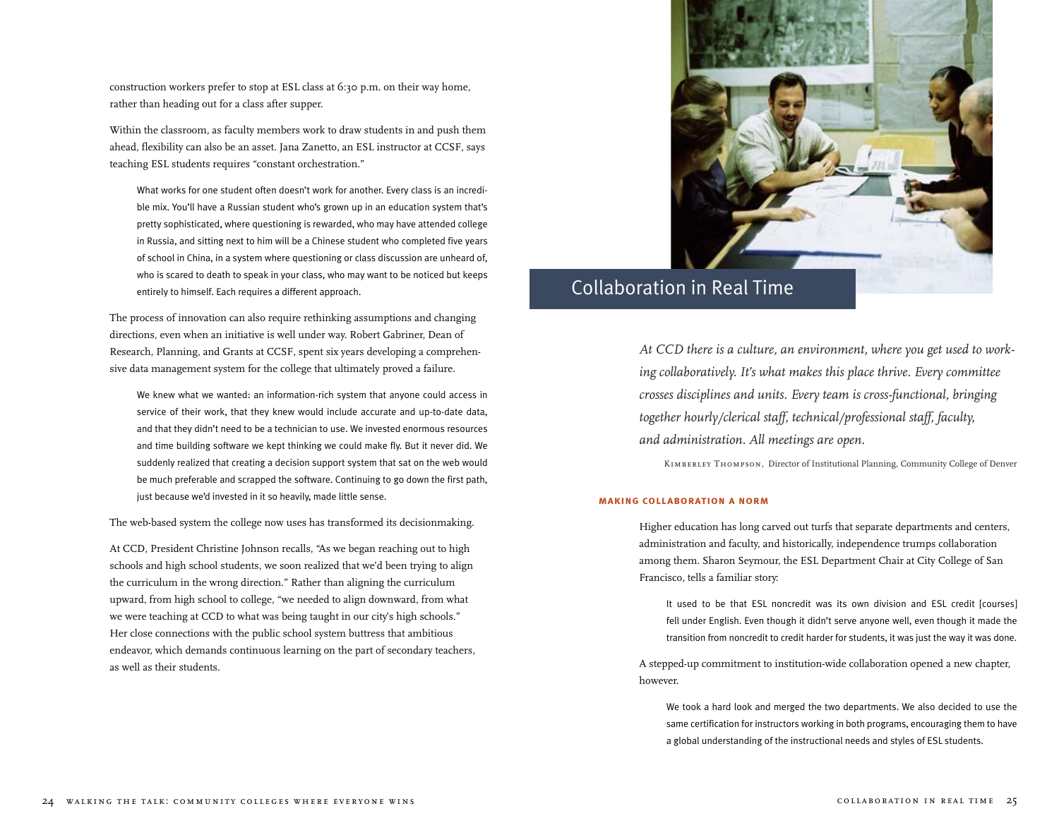construction workers prefer to stop at ESL class at 6:30 p.m. on their way home, rather than heading out for a class after supper.

Within the classroom, as faculty members work to draw students in and push them ahead, flexibility can also be an asset. Jana Zanetto, an ESL instructor at CCSF, says teaching ESL students requires "constant orchestration."

> What works for one student often doesn't work for another. Every class is an incredible mix. You'll have a Russian student who's grown up in an education system that's pretty sophisticated, where questioning is rewarded, who may have attended college in Russia, and sitting next to him will be a Chinese student who completed five years of school in China, in a system where questioning or class discussion are unheard of, who is scared to death to speak in your class, who may want to be noticed but keeps entirely to himself. Each requires a different approach.

The process of innovation can also require rethinking assumptions and changing directions, even when an initiative is well under way. Robert Gabriner, Dean of Research, Planning, and Grants at CCSF, spent six years developing a comprehensive data management system for the college that ultimately proved a failure.

> We knew what we wanted: an information-rich system that anyone could access in service of their work, that they knew would include accurate and up-to-date data, and that they didn't need to be a technician to use. We invested enormous resources and time building software we kept thinking we could make fly. But it never did. We suddenly realized that creating a decision support system that sat on the web would be much preferable and scrapped the software. Continuing to go down the first path, just because we'd invested in it so heavily, made little sense.

The web-based system the college now uses has transformed its decisionmaking.

At CCD, President Christine Johnson recalls, "As we began reaching out to high schools and high school students, we soon realized that we'd been trying to align the curriculum in the wrong direction." Rather than aligning the curriculum upward, from high school to college, "we needed to align downward, from what we were teaching at CCD to what was being taught in our city's high schools." Her close connections with the public school system buttress that ambitious endeavor, which demands continuous learning on the part of secondary teachers, as well as their students.

# Collaboration in Real Time

*At CCD there is a culture, an environment, where you get used to working collaboratively. It's what makes this place thrive. Every committee crosses disciplines and units. Every team is cross-functional, bringing together hourly/clerical staff, technical/professional staff, faculty, and administration. All meetings are open.*

Kimberley Thompson, Director of Institutional Planning, Community College of Denver

## MAKING COLLABORATION A NORM

Higher education has long carved out turfs that separate departments and centers, administration and faculty, and historically, independence trumps collaboration among them. Sharon Seymour, the ESL Department Chair at City College of San Francisco, tells a familiar story:

> It used to be that ESL noncredit was its own division and ESL credit [courses] fell under English. Even though it didn't serve anyone well, even though it made the transition from noncredit to credit harder for students, it was just the way it was done.

A stepped-up commitment to institution-wide collaboration opened a new chapter, however.

> We took a hard look and merged the two departments. We also decided to use the same certification for instructors working in both programs, encouraging them to have a global understanding of the instructional needs and styles of ESL students.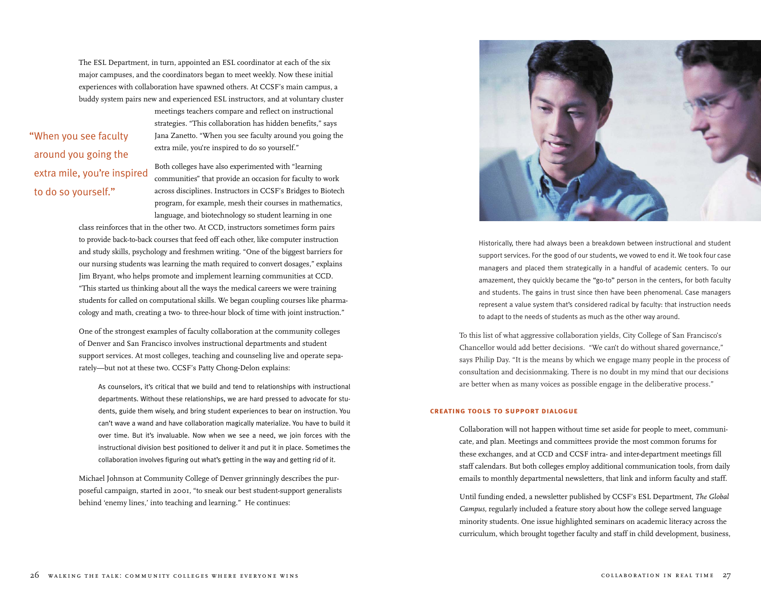The ESL Department, in turn, appointed an ESL coordinator at each of the six major campuses, and the coordinators began to meet weekly. Now these initial experiences with collaboration have spawned others. At CCSF's main campus, a buddy system pairs new and experienced ESL instructors, and at voluntary cluster meetings teachers compare and reflect on instructional strategies. "This collaboration has hidden benefits," says Jana Zanetto. "When you see faculty around you going the extra mile, you're inspired to do so yourself."

"When you see faculty around you going the extra mile, you're inspired to do so yourself."

Both colleges have also experimented with "learning communities" that provide an occasion for faculty to work across disciplines. Instructors in CCSF's Bridges to Biotech program, for example, mesh their courses in mathematics, language, and biotechnology so student learning in one class reinforces that in the other two. At CCD, instructors sometimes form pairs to provide back-to-back courses that feed off each other, like computer instruction and study skills, psychology and freshmen writing. "One of the biggest barriers for our nursing students was learning the math required to convert dosages," explains Jim Bryant, who helps promote and implement learning communities at CCD. "This started us thinking about all the ways the medical careers we were training students for called on computational skills. We began coupling courses like pharmacology and math, creating a two- to three-hour block of time with joint instruction."

One of the strongest examples of faculty collaboration at the community colleges of Denver and San Francisco involves instructional departments and student support services. At most colleges, teaching and counseling live and operate separately—but not at these two. CCSF's Patty Chong-Delon explains:

> As counselors, it's critical that we build and tend to relationships with instructional departments. Without these relationships, we are hard pressed to advocate for students, guide them wisely, and bring student experiences to bear on instruction. You can't wave a wand and have collaboration magically materialize. You have to build it over time. But it's invaluable. Now when we see a need, we join forces with the instructional division best positioned to deliver it and put it in place. Sometimes the collaboration involves figuring out what's getting in the way and getting rid of it.

Michael Johnson at Community College of Denver grinningly describes the purposeful campaign, started in 2001, "to sneak our best student-support generalists behind 'enemy lines,' into teaching and learning." He continues:

> Historically, there had always been a breakdown between instructional and student support services. For the good of our students, we vowed to end it. We took four case managers and placed them strategically in a handful of academic centers. To our amazement, they quickly became the "go-to" person in the centers, for both faculty and students. The gains in trust since then have been phenomenal. Case managers represent a value system that's considered radical by faculty: that instruction needs to adapt to the needs of students as much as the other way around.

To this list of what aggressive collaboration yields, City College of San Francisco's Chancellor would add better decisions. "We can't do without shared governance," says Philip Day. "It is the means by which we engage many people in the process of consultation and decisionmaking. There is no doubt in my mind that our decisions are better when as many voices as possible engage in the deliberative process."

### CREATING TOOLS TO SUPPORT DIALOGUE

Collaboration will not happen without time set aside for people to meet, communicate, and plan. Meetings and committees provide the most common forums for these exchanges, and at CCD and CCSF intra- and inter-department meetings fill staff calendars. But both colleges employ additional communication tools, from daily emails to monthly departmental newsletters, that link and inform faculty and staff.

Until funding ended, a newsletter published by CCSF's ESL Department, *The Global Campus*, regularly included a feature story about how the college served language minority students. One issue highlighted seminars on academic literacy across the curriculum, which brought together faculty and staff in child development, business,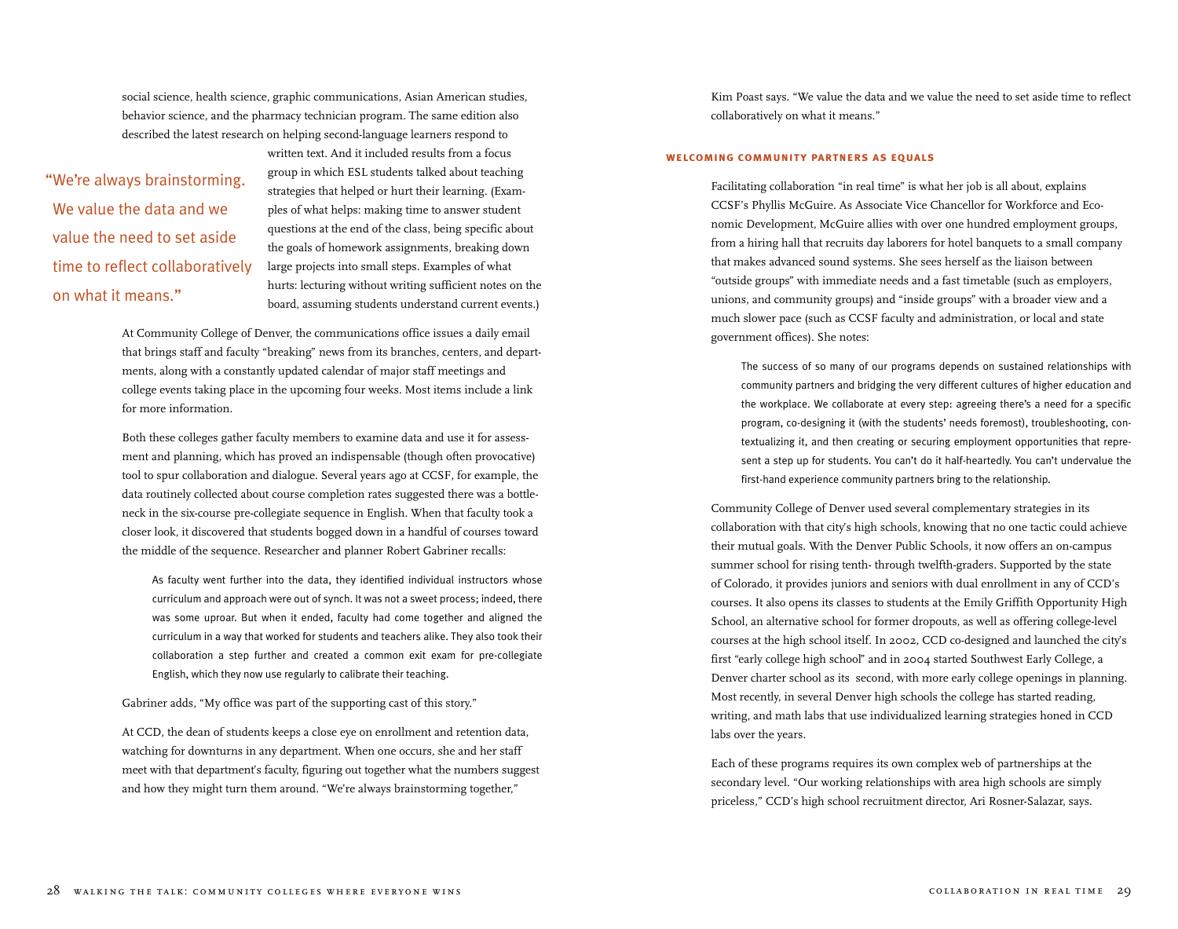social science, health science, graphic communications, Asian American studies, behavior science, and the pharmacy technician program. The same edition also described the latest research on helping second-language learners respond to written text. And it included results from a focus group in which ESL students talked about teaching strategies that helped or hurt their learning. (Examples of what helps: making time to answer student questions at the end of the class, being specific about the goals of homework assignments, breaking down large projects into small steps. Examples of what hurts: lecturing without writing sufficient notes on the board, assuming students understand current events.)

> "We're always brainstorming. We value the data and we value the need to set aside time to reflect collaboratively on what it means."

At Community College of Denver, the communications office issues a daily email that brings staff and faculty "breaking" news from its branches, centers, and departments, along with a constantly updated calendar of major staff meetings and college events taking place in the upcoming four weeks. Most items include a link for more information.

Both these colleges gather faculty members to examine data and use it for assessment and planning, which has proved an indispensable (though often provocative) tool to spur collaboration and dialogue. Several years ago at CCSF, for example, the data routinely collected about course completion rates suggested there was a bottleneck in the six-course pre-collegiate sequence in English. When that faculty took a closer look, it discovered that students bogged down in a handful of courses toward the middle of the sequence. Researcher and planner Robert Gabriner recalls:

> As faculty went further into the data, they identified individual instructors whose curriculum and approach were out of synch. It was not a sweet process; indeed, there was some uproar. But when it ended, faculty had come together and aligned the curriculum in a way that worked for students and teachers alike. They also took their collaboration a step further and created a common exit exam for pre-collegiate English, which they now use regularly to calibrate their teaching.

Gabriner adds, "My office was part of the supporting cast of this story."

At CCD, the dean of students keeps a close eye on enrollment and retention data, watching for downturns in any department. When one occurs, she and her staff meet with that department's faculty, figuring out together what the numbers suggest and how they might turn them around. "We're always brainstorming together," Kim Poast says. "We value the data and we value the need to set aside time to reflect collaboratively on what it means."

### WELCOMING COMMUNITY PARTNERS AS EQUALS

Facilitating collaboration "in real time" is what her job is all about, explains CCSF's Phyllis McGuire. As Associate Vice Chancellor for Workforce and Economic Development, McGuire allies with over one hundred employment groups, from a hiring hall that recruits day laborers for hotel banquets to a small company that makes advanced sound systems. She sees herself as the liaison between "outside groups" with immediate needs and a fast timetable (such as employers, unions, and community groups) and "inside groups" with a broader view and a much slower pace (such as CCSF faculty and administration, or local and state government offices). She notes:

> The success of so many of our programs depends on sustained relationships with community partners and bridging the very different cultures of higher education and the workplace. We collaborate at every step: agreeing there's a need for a specific program, co-designing it (with the students' needs foremost), troubleshooting, contextualizing it, and then creating or securing employment opportunities that represent a step up for students. You can't do it half-heartedly. You can't undervalue the first-hand experience community partners bring to the relationship.

Community College of Denver used several complementary strategies in its collaboration with that city's high schools, knowing that no one tactic could achieve their mutual goals. With the Denver Public Schools, it now offers an on-campus summer school for rising tenth- through twelfth-graders. Supported by the state of Colorado, it provides juniors and seniors with dual enrollment in any of CCD's courses. It also opens its classes to students at the Emily Griffith Opportunity High School, an alternative school for former dropouts, as well as offering college-level courses at the high school itself. In 2002, CCD co-designed and launched the city's first "early college high school" and in 2004 started Southwest Early College, a Denver charter school as its second, with more early college openings in planning. Most recently, in several Denver high schools the college has started reading, writing, and math labs that use individualized learning strategies honed in CCD labs over the years.

Each of these programs requires its own complex web of partnerships at the secondary level. "Our working relationships with area high schools are simply priceless," CCD's high school recruitment director, Ari Rosner-Salazar, says.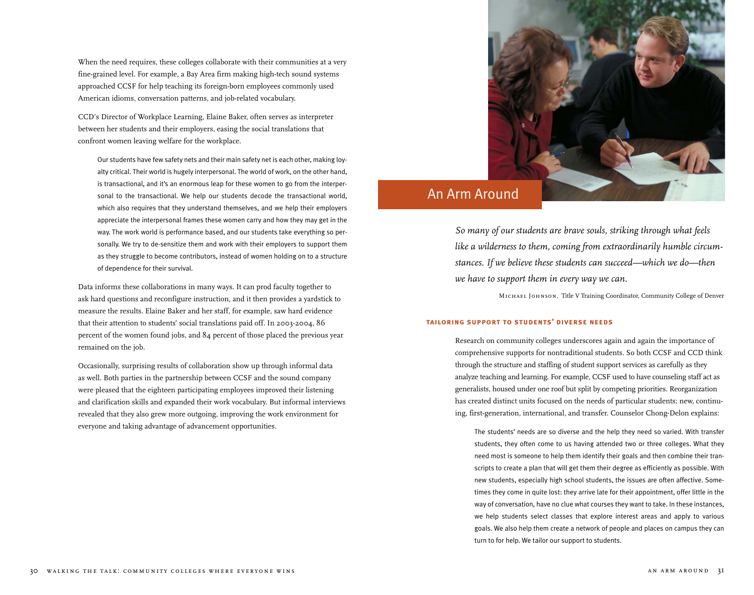When the need requires, these colleges collaborate with their communities at a very fine-grained level. For example, a Bay Area firm making high-tech sound systems approached CCSF for help teaching its foreign-born employees commonly used American idioms, conversation patterns, and job-related vocabulary.

CCD's Director of Workplace Learning, Elaine Baker, often serves as interpreter between her students and their employers, easing the social translations that confront women leaving welfare for the workplace.

> Our students have few safety nets and their main safety net is each other, making loyalty critical. Their world is hugely interpersonal. The world of work, on the other hand, is transactional, and it's an enormous leap for these women to go from the interpersonal to the transactional. We help our students decode the transactional world, which also requires that they understand themselves, and we help their employers appreciate the interpersonal frames these women carry and how they may get in the way. The work world is performance based, and our students take everything so personally. We try to de-sensitize them and work with their employers to support them as they struggle to become contributors, instead of women holding on to a structure of dependence for their survival.

Data informs these collaborations in many ways. It can prod faculty together to ask hard questions and reconfigure instruction, and it then provides a yardstick to measure the results. Elaine Baker and her staff, for example, saw hard evidence that their attention to students' social translations paid off. In 2003-2004, 86 percent of the women found jobs, and 84 percent of those placed the previous year remained on the job.

Occasionally, surprising results of collaboration show up through informal data as well. Both parties in the partnership between CCSF and the sound company were pleased that the eighteen participating employees improved their listening and clarification skills and expanded their work vocabulary. But informal interviews revealed that they also grew more outgoing, improving the work environment for everyone and taking advantage of advancement opportunities.

# An Arm Around

*So many of our students are brave souls, striking through what feels like a wilderness to them, coming from extraordinarily humble circumstances. If we believe these students can succeed—which we do—then we have to support them in every way we can.*

Michael Johnson, Title V Training Coordinator, Community College of Denver

### TAILORING SUPPORT TO STUDENTS' DIVERSE NEEDS

Research on community colleges underscores again and again the importance of comprehensive supports for nontraditional students. So both CCSF and CCD think through the structure and staffing of student support services as carefully as they analyze teaching and learning. For example, CCSF used to have counseling staff act as generalists, housed under one roof but split by competing priorities. Reorganization has created distinct units focused on the needs of particular students: new, continuing, first-generation, international, and transfer. Counselor Chong-Delon explains:

> The students' needs are so diverse and the help they need so varied. With transfer students, they often come to us having attended two or three colleges. What they need most is someone to help them identify their goals and then combine their transcripts to create a plan that will get them their degree as efficiently as possible. With new students, especially high school students, the issues are often affective. Sometimes they come in quite lost: they arrive late for their appointment, offer little in the way of conversation, have no clue what courses they want to take. In these instances, we help students select classes that explore interest areas and apply to various goals. We also help them create a network of people and places on campus they can turn to for help. We tailor our support to students.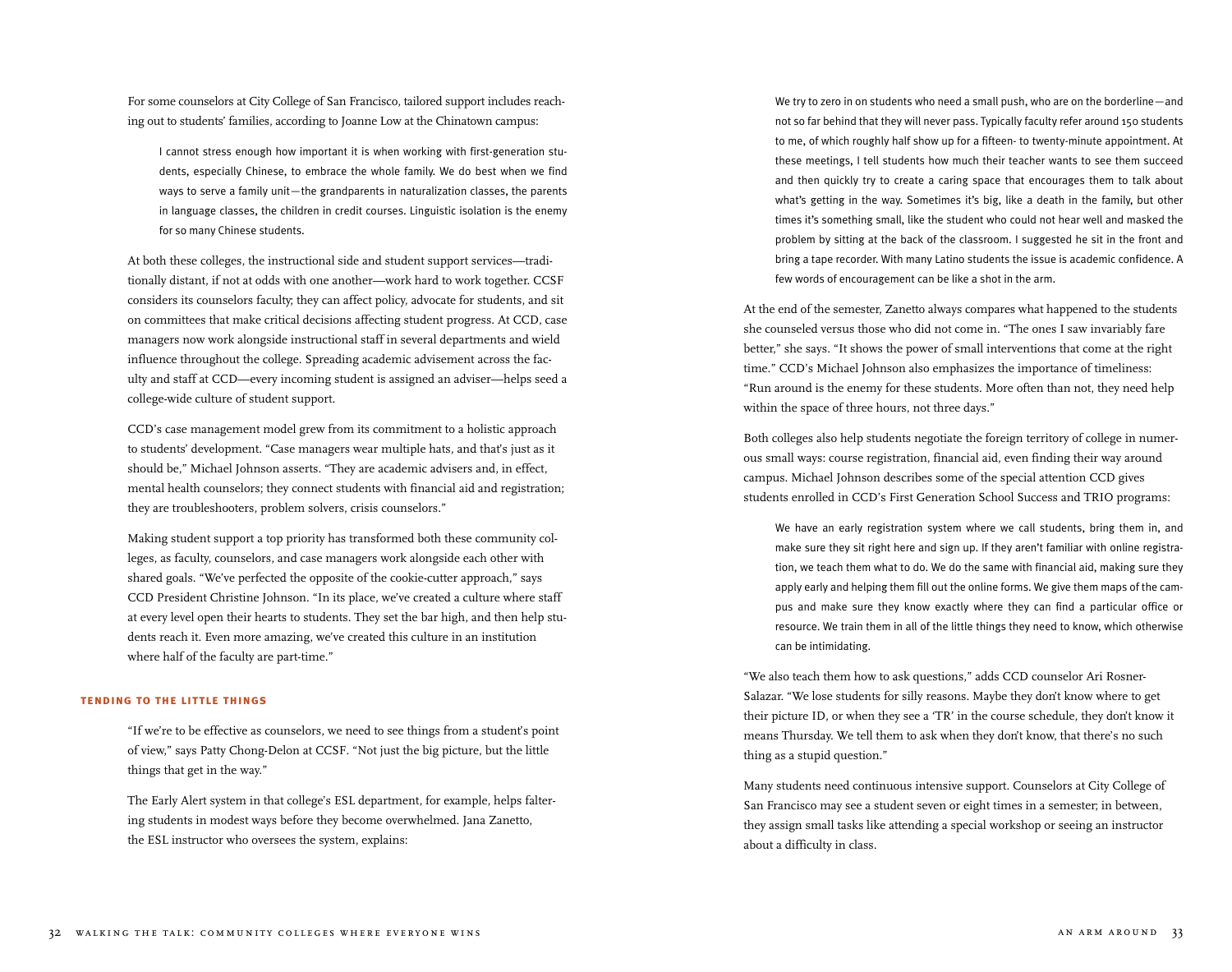For some counselors at City College of San Francisco, tailored support includes reaching out to students' families, according to Joanne Low at the Chinatown campus:

> I cannot stress enough how important it is when working with first-generation students, especially Chinese, to embrace the whole family. We do best when we find ways to serve a family unit—the grandparents in naturalization classes, the parents in language classes, the children in credit courses. Linguistic isolation is the enemy for so many Chinese students.

At both these colleges, the instructional side and student support services—traditionally distant, if not at odds with one another—work hard to work together. CCSF considers its counselors faculty; they can affect policy, advocate for students, and sit on committees that make critical decisions affecting student progress. At CCD, case managers now work alongside instructional staff in several departments and wield influence throughout the college. Spreading academic advisement across the faculty and staff at CCD—every incoming student is assigned an adviser—helps seed a college-wide culture of student support.

CCD's case management model grew from its commitment to a holistic approach to students' development. "Case managers wear multiple hats, and that's just as it should be," Michael Johnson asserts. "They are academic advisers and, in effect, mental health counselors; they connect students with financial aid and registration; they are troubleshooters, problem solvers, crisis counselors."

Making student support a top priority has transformed both these community colleges, as faculty, counselors, and case managers work alongside each other with shared goals. "We've perfected the opposite of the cookie-cutter approach," says CCD President Christine Johnson. "In its place, we've created a culture where staff at every level open their hearts to students. They set the bar high, and then help students reach it. Even more amazing, we've created this culture in an institution where half of the faculty are part-time."

## TENDING TO THE LITTLE THINGS

"If we're to be effective as counselors, we need to see things from a student's point of view," says Patty Chong-Delon at CCSF. "Not just the big picture, but the little things that get in the way."

The Early Alert system in that college's ESL department, for example, helps faltering students in modest ways before they become overwhelmed. Jana Zanetto, the ESL instructor who oversees the system, explains:

> We try to zero in on students who need a small push, who are on the borderline—and not so far behind that they will never pass. Typically faculty refer around 150 students to me, of which roughly half show up for a fifteen- to twenty-minute appointment. At these meetings, I tell students how much their teacher wants to see them succeed and then quickly try to create a caring space that encourages them to talk about what's getting in the way. Sometimes it's big, like a death in the family, but other times it's something small, like the student who could not hear well and masked the problem by sitting at the back of the classroom. I suggested he sit in the front and bring a tape recorder. With many Latino students the issue is academic confidence. A few words of encouragement can be like a shot in the arm.

At the end of the semester, Zanetto always compares what happened to the students she counseled versus those who did not come in. "The ones I saw invariably fare better," she says. "It shows the power of small interventions that come at the right time." CCD's Michael Johnson also emphasizes the importance of timeliness: "Run around is the enemy for these students. More often than not, they need help within the space of three hours, not three days."

Both colleges also help students negotiate the foreign territory of college in numerous small ways: course registration, financial aid, even finding their way around campus. Michael Johnson describes some of the special attention CCD gives students enrolled in CCD's First Generation School Success and TRIO programs:

> We have an early registration system where we call students, bring them in, and make sure they sit right here and sign up. If they aren't familiar with online registration, we teach them what to do. We do the same with financial aid, making sure they apply early and helping them fill out the online forms. We give them maps of the campus and make sure they know exactly where they can find a particular office or resource. We train them in all of the little things they need to know, which otherwise can be intimidating.

"We also teach them how to ask questions," adds CCD counselor Ari Rosner-Salazar. "We lose students for silly reasons. Maybe they don't know where to get their picture ID, or when they see a 'TR' in the course schedule, they don't know it means Thursday. We tell them to ask when they don't know, that there's no such thing as a stupid question."

Many students need continuous intensive support. Counselors at City College of San Francisco may see a student seven or eight times in a semester; in between, they assign small tasks like attending a special workshop or seeing an instructor about a difficulty in class.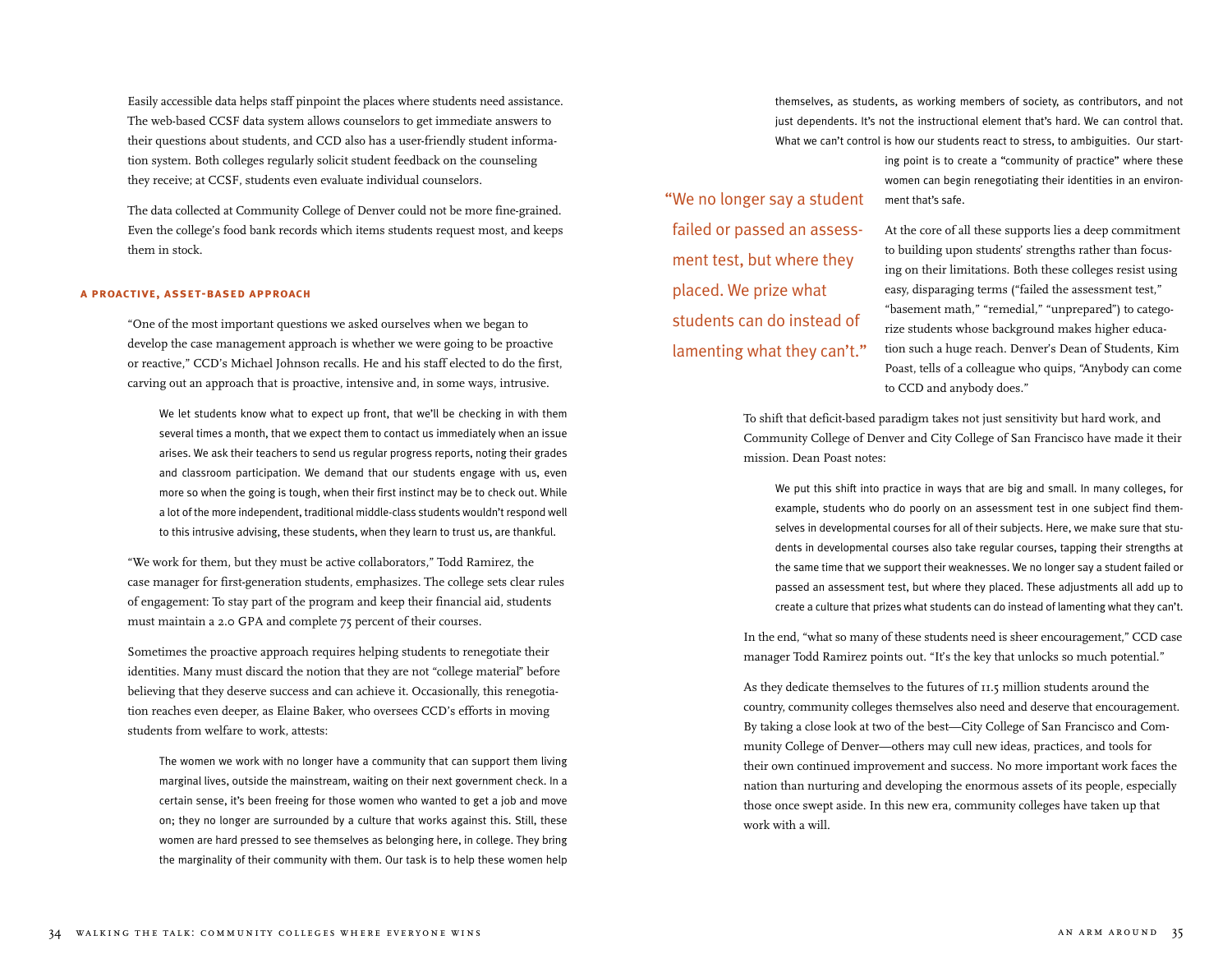Easily accessible data helps staff pinpoint the places where students need assistance. The web-based CCSF data system allows counselors to get immediate answers to their questions about students, and CCD also has a user-friendly student information system. Both colleges regularly solicit student feedback on the counseling they receive; at CCSF, students even evaluate individual counselors.

The data collected at Community College of Denver could not be more fine-grained. Even the college's food bank records which items students request most, and keeps them in stock.

### A PROACTIVE, ASSET-BASED APPROACH

"One of the most important questions we asked ourselves when we began to develop the case management approach is whether we were going to be proactive or reactive," CCD's Michael Johnson recalls. He and his staff elected to do the first, carving out an approach that is proactive, intensive and, in some ways, intrusive.

> We let students know what to expect up front, that we'll be checking in with them several times a month, that we expect them to contact us immediately when an issue arises. We ask their teachers to send us regular progress reports, noting their grades and classroom participation. We demand that our students engage with us, even more so when the going is tough, when their first instinct may be to check out. While a lot of the more independent, traditional middle-class students wouldn't respond well to this intrusive advising, these students, when they learn to trust us, are thankful.

"We work for them, but they must be active collaborators," Todd Ramirez, the case manager for first-generation students, emphasizes. The college sets clear rules of engagement: To stay part of the program and keep their financial aid, students must maintain a 2.0 GPA and complete 75 percent of their courses.

Sometimes the proactive approach requires helping students to renegotiate their identities. Many must discard the notion that they are not "college material" before believing that they deserve success and can achieve it. Occasionally, this renegotiation reaches even deeper, as Elaine Baker, who oversees CCD's efforts in moving students from welfare to work, attests:

> The women we work with no longer have a community that can support them living marginal lives, outside the mainstream, waiting on their next government check. In a certain sense, it's been freeing for those women who wanted to get a job and move on; they no longer are surrounded by a culture that works against this. Still, these women are hard pressed to see themselves as belonging here, in college. They bring the marginality of their community with them. Our task is to help these women help themselves, as students, as working members of society, as contributors, and not just dependents. It's not the instructional element that's hard. We can control that. What we can't control is how our students react to stress, to ambiguities. Our starting point is to create a "community of practice" where these women can begin renegotiating their identities in an environment that's safe.

> "We no longer say a student failed or passed an assessment test, but where they placed. We prize what students can do instead of lamenting what they can't."

At the core of all these supports lies a deep commitment to building upon students' strengths rather than focusing on their limitations. Both these colleges resist using easy, disparaging terms ("failed the assessment test," "basement math," "remedial," "unprepared") to categorize students whose background makes higher education such a huge reach. Denver's Dean of Students, Kim Poast, tells of a colleague who quips, "Anybody can come to CCD and anybody does."

To shift that deficit-based paradigm takes not just sensitivity but hard work, and Community College of Denver and City College of San Francisco have made it their mission. Dean Poast notes:

> We put this shift into practice in ways that are big and small. In many colleges, for example, students who do poorly on an assessment test in one subject find themselves in developmental courses for all of their subjects. Here, we make sure that students in developmental courses also take regular courses, tapping their strengths at the same time that we support their weaknesses. We no longer say a student failed or passed an assessment test, but where they placed. These adjustments all add up to create a culture that prizes what students can do instead of lamenting what they can't.

In the end, "what so many of these students need is sheer encouragement," CCD case manager Todd Ramirez points out. "It's the key that unlocks so much potential."

As they dedicate themselves to the futures of 11.5 million students around the country, community colleges themselves also need and deserve that encouragement. By taking a close look at two of the best—City College of San Francisco and Community College of Denver—others may cull new ideas, practices, and tools for their own continued improvement and success. No more important work faces the nation than nurturing and developing the enormous assets of its people, especially those once swept aside. In this new era, community colleges have taken up that work with a will.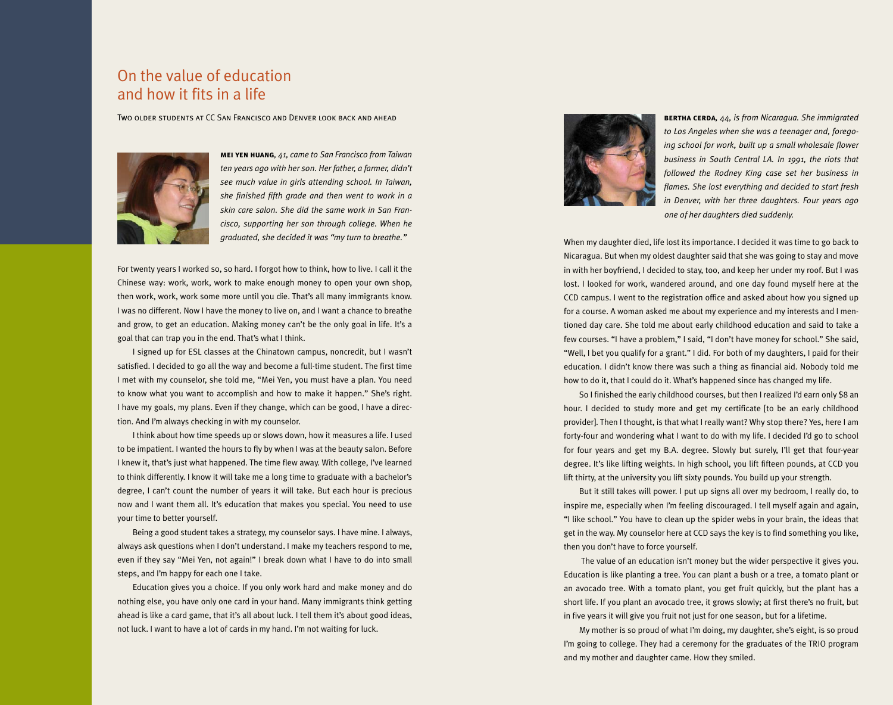# On the value of education and how it fits in a life

Two older students at CC San Francisco and Denver look back and ahead

**MEI YEN HUANG**, *41, came to San Francisco from Taiwan ten years ago with her son. Her father, a farmer, didn't see much value in girls attending school. In Taiwan, she finished fifth grade and then went to work in a skin care salon. She did the same work in San Francisco, supporting her son through college. When he graduated, she decided it was "my turn to breathe."*

For twenty years I worked so, so hard. I forgot how to think, how to live. I call it the Chinese way: work, work, work to make enough money to open your own shop, then work, work, work some more until you die. That's all many immigrants know. I was no different. Now I have the money to live on, and I want a chance to breathe and grow, to get an education. Making money can't be the only goal in life. It's a goal that can trap you in the end. That's what I think.

I signed up for ESL classes at the Chinatown campus, noncredit, but I wasn't satisfied. I decided to go all the way and become a full-time student. The first time I met with my counselor, she told me, "Mei Yen, you must have a plan. You need to know what you want to accomplish and how to make it happen." She's right. I have my goals, my plans. Even if they change, which can be good, I have a direction. And I'm always checking in with my counselor.

I think about how time speeds up or slows down, how it measures a life. I used to be impatient. I wanted the hours to fly by when I was at the beauty salon. Before I knew it, that's just what happened. The time flew away. With college, I've learned to think differently. I know it will take me a long time to graduate with a bachelor's degree, I can't count the number of years it will take. But each hour is precious now and I want them all. It's education that makes you special. You need to use your time to better yourself.

Being a good student takes a strategy, my counselor says. I have mine. I always, always ask questions when I don't understand. I make my teachers respond to me, even if they say "Mei Yen, not again!" I break down what I have to do into small steps, and I'm happy for each one I take.

Education gives you a choice. If you only work hard and make money and do nothing else, you have only one card in your hand. Many immigrants think getting ahead is like a card game, that it's all about luck. I tell them it's about good ideas, not luck. I want to have a lot of cards in my hand. I'm not waiting for luck.

**BERTHA CERDA**, *44, is from Nicaragua. She immigrated to Los Angeles when she was a teenager and, foregoing school for work, built up a small wholesale flower business in South Central LA. In 1991, the riots that followed the Rodney King case set her business in flames. She lost everything and decided to start fresh in Denver, with her three daughters. Four years ago one of her daughters died suddenly.*

When my daughter died, life lost its importance. I decided it was time to go back to Nicaragua. But when my oldest daughter said that she was going to stay and move in with her boyfriend, I decided to stay, too, and keep her under my roof. But I was lost. I looked for work, wandered around, and one day found myself here at the CCD campus. I went to the registration office and asked about how you signed up for a course. A woman asked me about my experience and my interests and I mentioned day care. She told me about early childhood education and said to take a few courses. "I have a problem," I said, "I don't have money for school." She said, "Well, I bet you qualify for a grant." I did. For both of my daughters, I paid for their education. I didn't know there was such a thing as financial aid. Nobody told me how to do it, that I could do it. What's happened since has changed my life.

So I finished the early childhood courses, but then I realized I'd earn only $8 an hour. I decided to study more and get my certificate [to be an early childhood provider]. Then I thought, is that what I really want? Why stop there? Yes, here I am forty-four and wondering what I want to do with my life. I decided I'd go to school for four years and get my B.A. degree. Slowly but surely, I'll get that four-year degree. It's like lifting weights. In high school, you lift fifteen pounds, at CCD you lift thirty, at the university you lift sixty pounds. You build up your strength.

But it still takes will power. I put up signs all over my bedroom, I really do, to inspire me, especially when I'm feeling discouraged. I tell myself again and again, "I like school." You have to clean up the spider webs in your brain, the ideas that get in the way. My counselor here at CCD says the key is to find something you like, then you don't have to force yourself.

The value of an education isn't money but the wider perspective it gives you. Education is like planting a tree. You can plant a bush or a tree, a tomato plant or an avocado tree. With a tomato plant, you get fruit quickly, but the plant has a short life. If you plant an avocado tree, it grows slowly; at first there's no fruit, but in five years it will give you fruit not just for one season, but for a lifetime.

My mother is so proud of what I'm doing, my daughter, she's eight, is so proud I'm going to college. They had a ceremony for the graduates of the TRIO program and my mother and daughter came. How they smiled.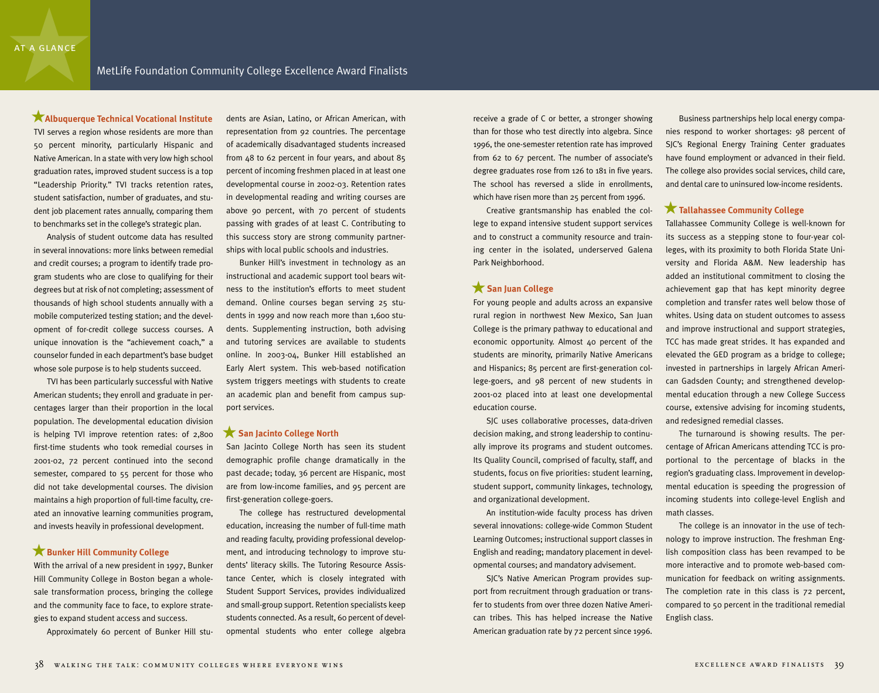AT A GLANCE

## MetLife Foundation Community College Excellence Award Finalists

### ★ Albuquerque Technical Vocational Institute

TVI serves a region whose residents are more than 50 percent minority, particularly Hispanic and Native American. In a state with very low high school graduation rates, improved student success is a top "Leadership Priority." TVI tracks retention rates, student satisfaction, number of graduates, and student job placement rates annually, comparing them to benchmarks set in the college's strategic plan.

Analysis of student outcome data has resulted in several innovations: more links between remedial and credit courses; a program to identify trade program students who are close to qualifying for their degrees but at risk of not completing; assessment of thousands of high school students annually with a mobile computerized testing station; and the development of for-credit college success courses. A unique innovation is the "achievement coach," a counselor funded in each department's base budget whose sole purpose is to help students succeed.

TVI has been particularly successful with Native American students; they enroll and graduate in percentages larger than their proportion in the local population. The developmental education division is helping TVI improve retention rates: of 2,800 first-time students who took remedial courses in 2001-02, 72 percent continued into the second semester, compared to 55 percent for those who did not take developmental courses. The division maintains a high proportion of full-time faculty, created an innovative learning communities program, and invests heavily in professional development.

### ★ Bunker Hill Community College

With the arrival of a new president in 1997, Bunker Hill Community College in Boston began a wholesale transformation process, bringing the college and the community face to face, to explore strategies to expand student access and success.

Approximately 60 percent of Bunker Hill students are Asian, Latino, or African American, with representation from 92 countries. The percentage of academically disadvantaged students increased from 48 to 62 percent in four years, and about 85 percent of incoming freshmen placed in at least one developmental course in 2002-03. Retention rates in developmental reading and writing courses are above 90 percent, with 70 percent of students passing with grades of at least C. Contributing to this success story are strong community partnerships with local public schools and industries.

Bunker Hill's investment in technology as an instructional and academic support tool bears witness to the institution's efforts to meet student demand. Online courses began serving 25 students in 1999 and now reach more than 1,600 students. Supplementing instruction, both advising and tutoring services are available to students online. In 2003-04, Bunker Hill established an Early Alert system. This web-based notification system triggers meetings with students to create an academic plan and benefit from campus support services.

### ★ San Jacinto College North

San Jacinto College North has seen its student demographic profile change dramatically in the past decade; today, 36 percent are Hispanic, most are from low-income families, and 95 percent are first-generation college-goers.

The college has restructured developmental education, increasing the number of full-time math and reading faculty, providing professional development, and introducing technology to improve students' literacy skills. The Tutoring Resource Assistance Center, which is closely integrated with Student Support Services, provides individualized and small-group support. Retention specialists keep students connected. As a result, 60 percent of developmental students who enter college algebra receive a grade of C or better, a stronger showing than for those who test directly into algebra. Since 1996, the one-semester retention rate has improved from 62 to 67 percent. The number of associate's degree graduates rose from 126 to 181 in five years. The school has reversed a slide in enrollments, which have risen more than 25 percent from 1996.

Creative grantsmanship has enabled the college to expand intensive student support services and to construct a community resource and training center in the isolated, underserved Galena Park Neighborhood.

### ★ San Juan College

For young people and adults across an expansive rural region in northwest New Mexico, San Juan College is the primary pathway to educational and economic opportunity. Almost 40 percent of the students are minority, primarily Native Americans and Hispanics; 85 percent are first-generation college-goers, and 98 percent of new students in 2001-02 placed into at least one developmental education course.

SJC uses collaborative processes, data-driven decision making, and strong leadership to continually improve its programs and student outcomes. Its Quality Council, comprised of faculty, staff, and students, focus on five priorities: student learning, student support, community linkages, technology, and organizational development.

An institution-wide faculty process has driven several innovations: college-wide Common Student Learning Outcomes; instructional support classes in English and reading; mandatory placement in developmental courses; and mandatory advisement.

SJC's Native American Program provides support from recruitment through graduation or transfer to students from over three dozen Native American tribes. This has helped increase the Native American graduation rate by 72 percent since 1996.

Business partnerships help local energy companies respond to worker shortages: 98 percent of SJC's Regional Energy Training Center graduates have found employment or advanced in their field. The college also provides social services, child care, and dental care to uninsured low-income residents.

### ★ Tallahassee Community College

Tallahassee Community College is well-known for its success as a stepping stone to four-year colleges, with its proximity to both Florida State University and Florida A&M. New leadership has added an institutional commitment to closing the achievement gap that has kept minority degree completion and transfer rates well below those of whites. Using data on student outcomes to assess and improve instructional and support strategies, TCC has made great strides. It has expanded and elevated the GED program as a bridge to college; invested in partnerships in largely African American Gadsden County; and strengthened developmental education through a new College Success course, extensive advising for incoming students, and redesigned remedial classes.

The turnaround is showing results. The percentage of African Americans attending TCC is proportional to the percentage of blacks in the region's graduating class. Improvement in developmental education is speeding the progression of incoming students into college-level English and math classes.

The college is an innovator in the use of technology to improve instruction. The freshman English composition class has been revamped to be more interactive and to promote web-based communication for feedback on writing assignments. The completion rate in this class is 72 percent, compared to 50 percent in the traditional remedial English class.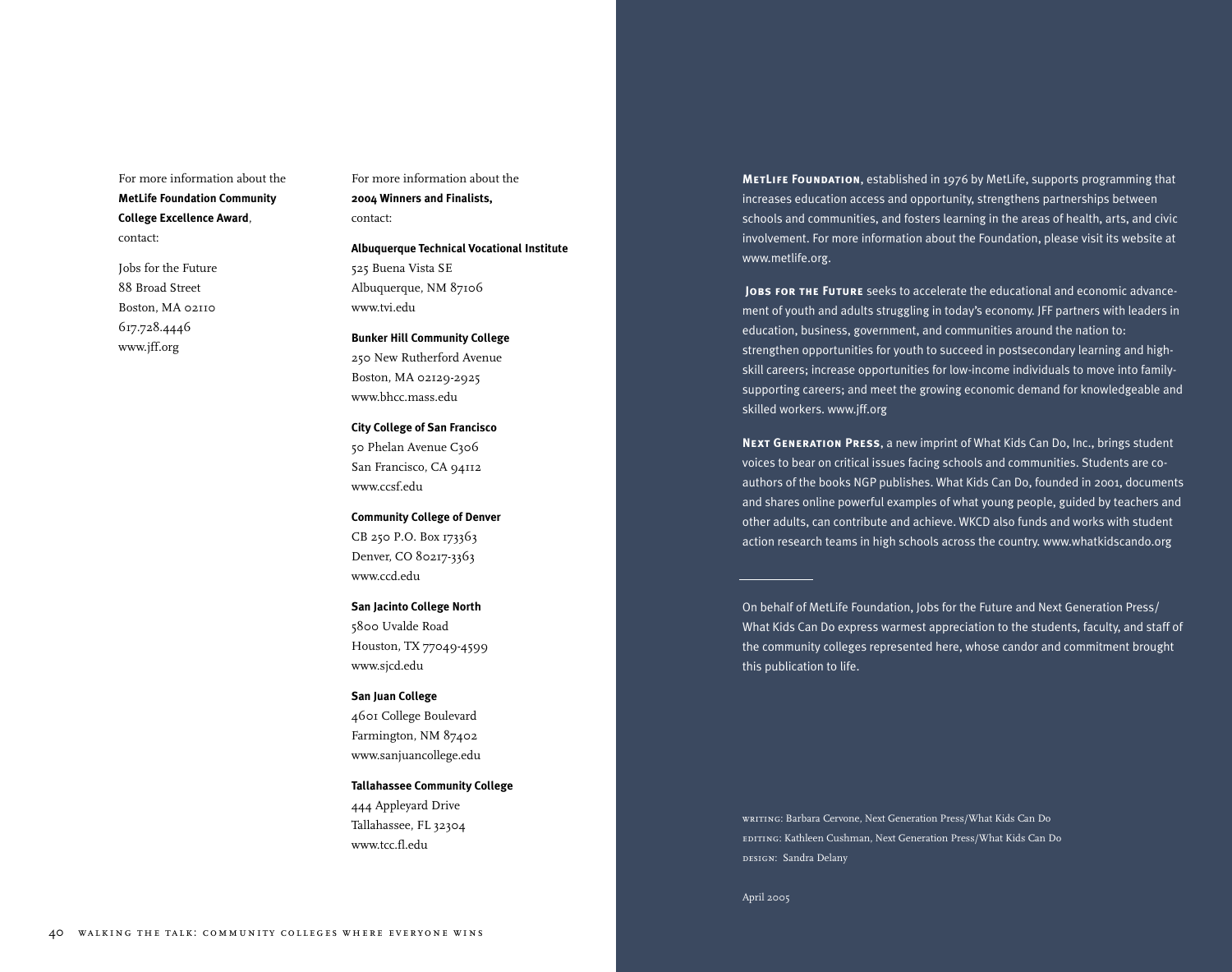For more information about the **MetLife Foundation Community College Excellence Award**, contact:

Jobs for the Future
88 Broad Street
Boston, MA 02110
617.728.4446
www.jff.org

For more information about the **2004 Winners and Finalists,** contact:

**Albuquerque Technical Vocational Institute**
525 Buena Vista SE
Albuquerque, NM 87106
www.tvi.edu

**Bunker Hill Community College**
250 New Rutherford Avenue
Boston, MA 02129-2925
www.bhcc.mass.edu

**City College of San Francisco**
50 Phelan Avenue C306
San Francisco, CA 94112
www.ccsf.edu

**Community College of Denver**
CB 250 P.O. Box 173363
Denver, CO 80217-3363
www.ccd.edu

**San Jacinto College North**
5800 Uvalde Road
Houston, TX 77049-4599
www.sjcd.edu

**San Juan College**
4601 College Boulevard
Farmington, NM 87402
www.sanjuancollege.edu

**Tallahassee Community College**
444 Appleyard Drive
Tallahassee, FL 32304
www.tcc.fl.edu

**MetLife Foundation**, established in 1976 by MetLife, supports programming that increases education access and opportunity, strengthens partnerships between schools and communities, and fosters learning in the areas of health, arts, and civic involvement. For more information about the Foundation, please visit its website at www.metlife.org.

**Jobs for the Future** seeks to accelerate the educational and economic advancement of youth and adults struggling in today's economy. JFF partners with leaders in education, business, government, and communities around the nation to: strengthen opportunities for youth to succeed in postsecondary learning and high-skill careers; increase opportunities for low-income individuals to move into family-supporting careers; and meet the growing economic demand for knowledgeable and skilled workers. www.jff.org

**Next Generation Press**, a new imprint of What Kids Can Do, Inc., brings student voices to bear on critical issues facing schools and communities. Students are co-authors of the books NGP publishes. What Kids Can Do, founded in 2001, documents and shares online powerful examples of what young people, guided by teachers and other adults, can contribute and achieve. WKCD also funds and works with student action research teams in high schools across the country. www.whatkidscando.org

---

On behalf of MetLife Foundation, Jobs for the Future and Next Generation Press/What Kids Can Do express warmest appreciation to the students, faculty, and staff of the community colleges represented here, whose candor and commitment brought this publication to life.

writing: Barbara Cervone, Next Generation Press/What Kids Can Do
editing: Kathleen Cushman, Next Generation Press/What Kids Can Do
design: Sandra Delany

April 2005